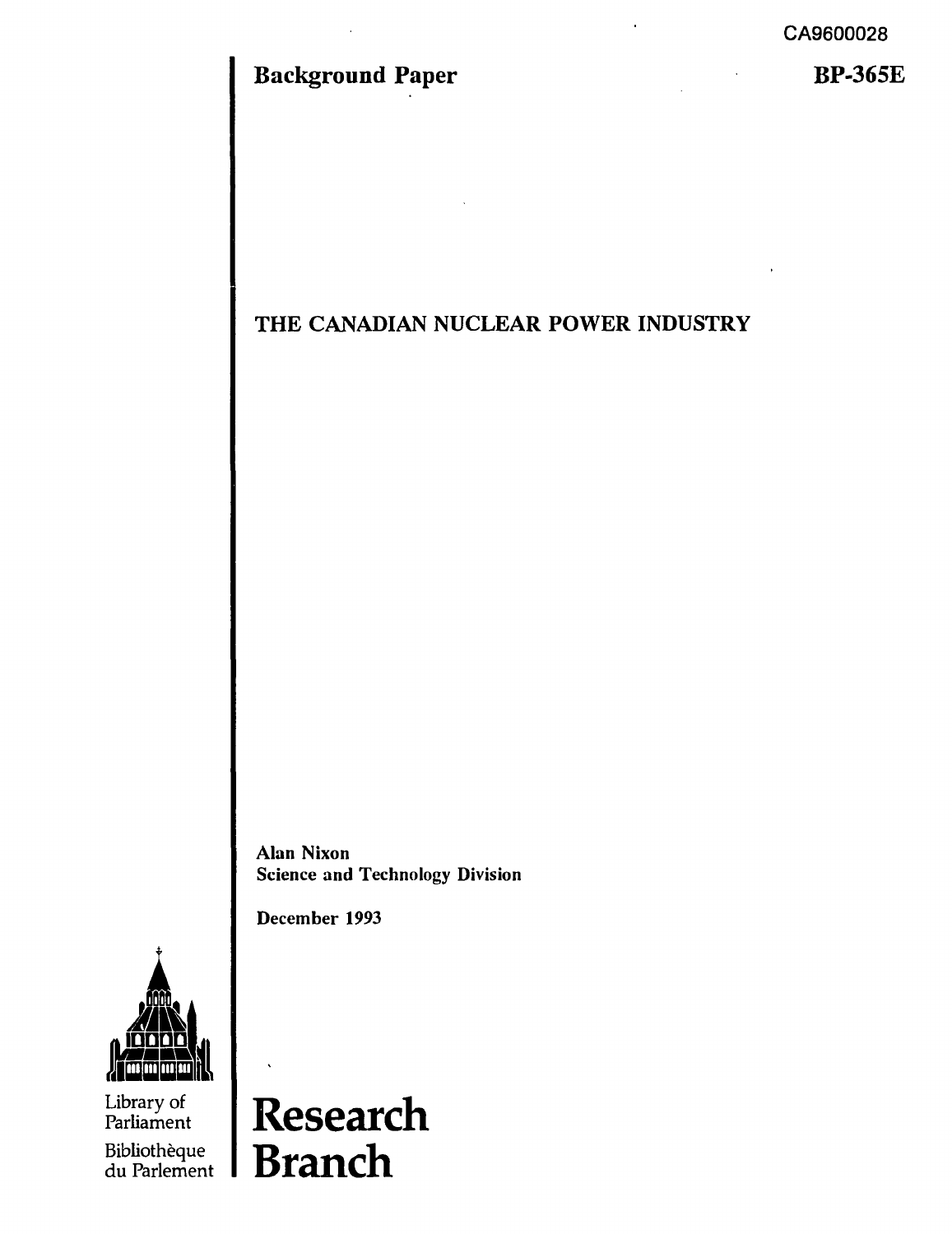CA9600028

**Background Paper** **BP-365E**

# THE CANADIAN NUCLEAR POWER INDUSTRY

**Alan Nixon**
**Science and Technology Division**

**December 1993**

Library of Parliament
Bibliothèque du Parlement

**Research Branch**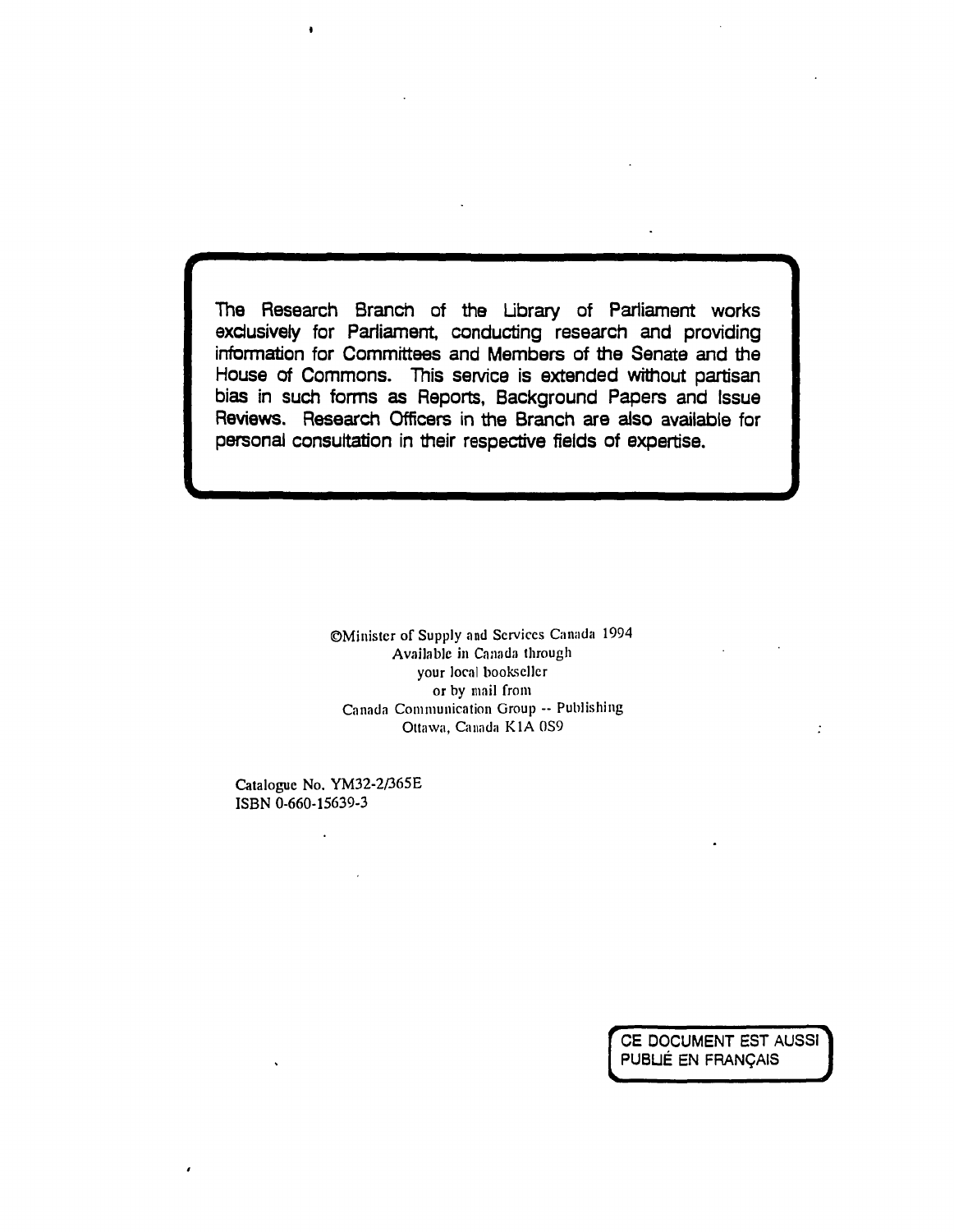The Research Branch of the Library of Parliament works exclusively for Parliament, conducting research and providing information for Committees and Members of the Senate and the House of Commons. This service is extended without partisan bias in such forms as Reports, Background Papers and Issue Reviews. Research Officers in the Branch are also available for personal consultation in their respective fields of expertise.

©Minister of Supply and Services Canada 1994
Available in Canada through
your local bookseller
or by mail from
Canada Communication Group -- Publishing
Ottawa, Canada K1A 0S9

Catalogue No. YM32-2/365E
ISBN 0-660-15639-3

CE DOCUMENT EST AUSSI PUBLIÉ EN FRANÇAIS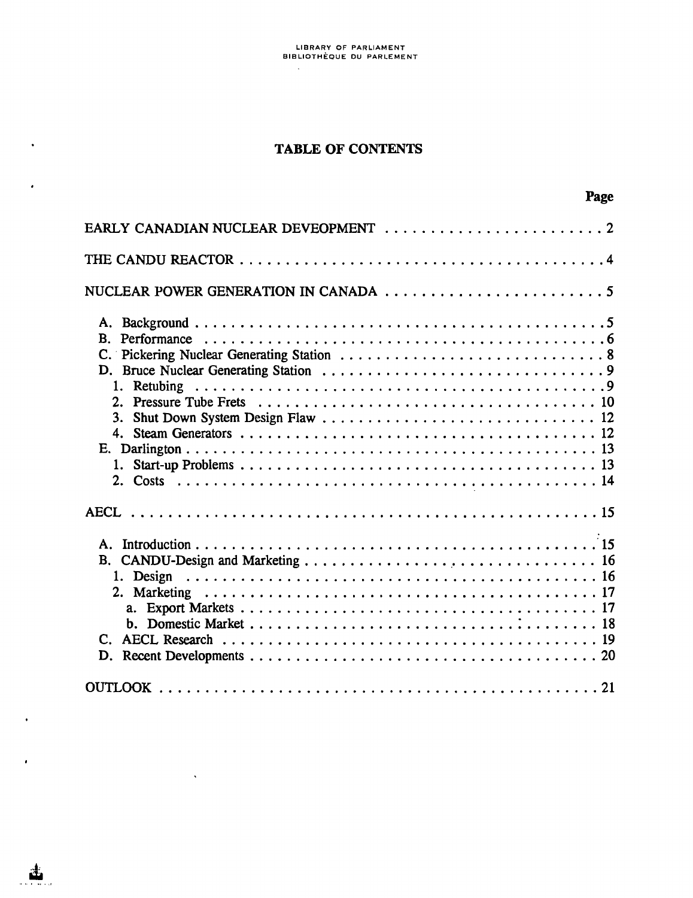# TABLE OF CONTENTS

| | Page |
|---|---|
| EARLY CANADIAN NUCLEAR DEVEOPMENT | 2 |
| THE CANDU REACTOR | 4 |
| NUCLEAR POWER GENERATION IN CANADA | 5 |
| A. Background | 5 |
| B. Performance | 6 |
| C. Pickering Nuclear Generating Station | 8 |
| D. Bruce Nuclear Generating Station | 9 |
| 1. Retubing | 9 |
| 2. Pressure Tube Frets | 10 |
| 3. Shut Down System Design Flaw | 12 |
| 4. Steam Generators | 12 |
| E. Darlington | 13 |
| 1. Start-up Problems | 13 |
| 2. Costs | 14 |
| AECL | 15 |
| A. Introduction | 15 |
| B. CANDU-Design and Marketing | 16 |
| 1. Design | 16 |
| 2. Marketing | 17 |
| a. Export Markets | 17 |
| b. Domestic Market | 18 |
| C. AECL Research | 19 |
| D. Recent Developments | 20 |
| OUTLOOK | 21 |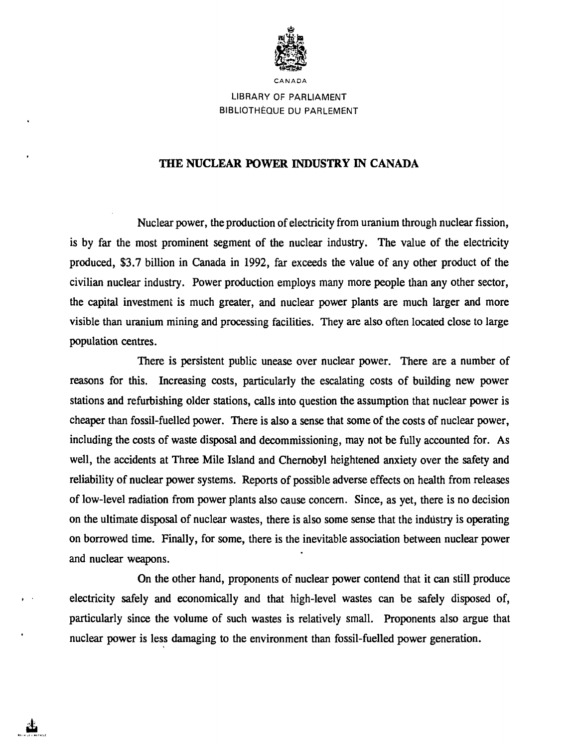CANADA

LIBRARY OF PARLIAMENT
BIBLIOTHÈQUE DU PARLEMENT

# THE NUCLEAR POWER INDUSTRY IN CANADA

Nuclear power, the production of electricity from uranium through nuclear fission, is by far the most prominent segment of the nuclear industry. The value of the electricity produced, $3.7 billion in Canada in 1992, far exceeds the value of any other product of the civilian nuclear industry. Power production employs many more people than any other sector, the capital investment is much greater, and nuclear power plants are much larger and more visible than uranium mining and processing facilities. They are also often located close to large population centres.

There is persistent public unease over nuclear power. There are a number of reasons for this. Increasing costs, particularly the escalating costs of building new power stations and refurbishing older stations, calls into question the assumption that nuclear power is cheaper than fossil-fuelled power. There is also a sense that some of the costs of nuclear power, including the costs of waste disposal and decommissioning, may not be fully accounted for. As well, the accidents at Three Mile Island and Chernobyl heightened anxiety over the safety and reliability of nuclear power systems. Reports of possible adverse effects on health from releases of low-level radiation from power plants also cause concern. Since, as yet, there is no decision on the ultimate disposal of nuclear wastes, there is also some sense that the industry is operating on borrowed time. Finally, for some, there is the inevitable association between nuclear power and nuclear weapons.

On the other hand, proponents of nuclear power contend that it can still produce electricity safely and economically and that high-level wastes can be safely disposed of, particularly since the volume of such wastes is relatively small. Proponents also argue that nuclear power is less damaging to the environment than fossil-fuelled power generation.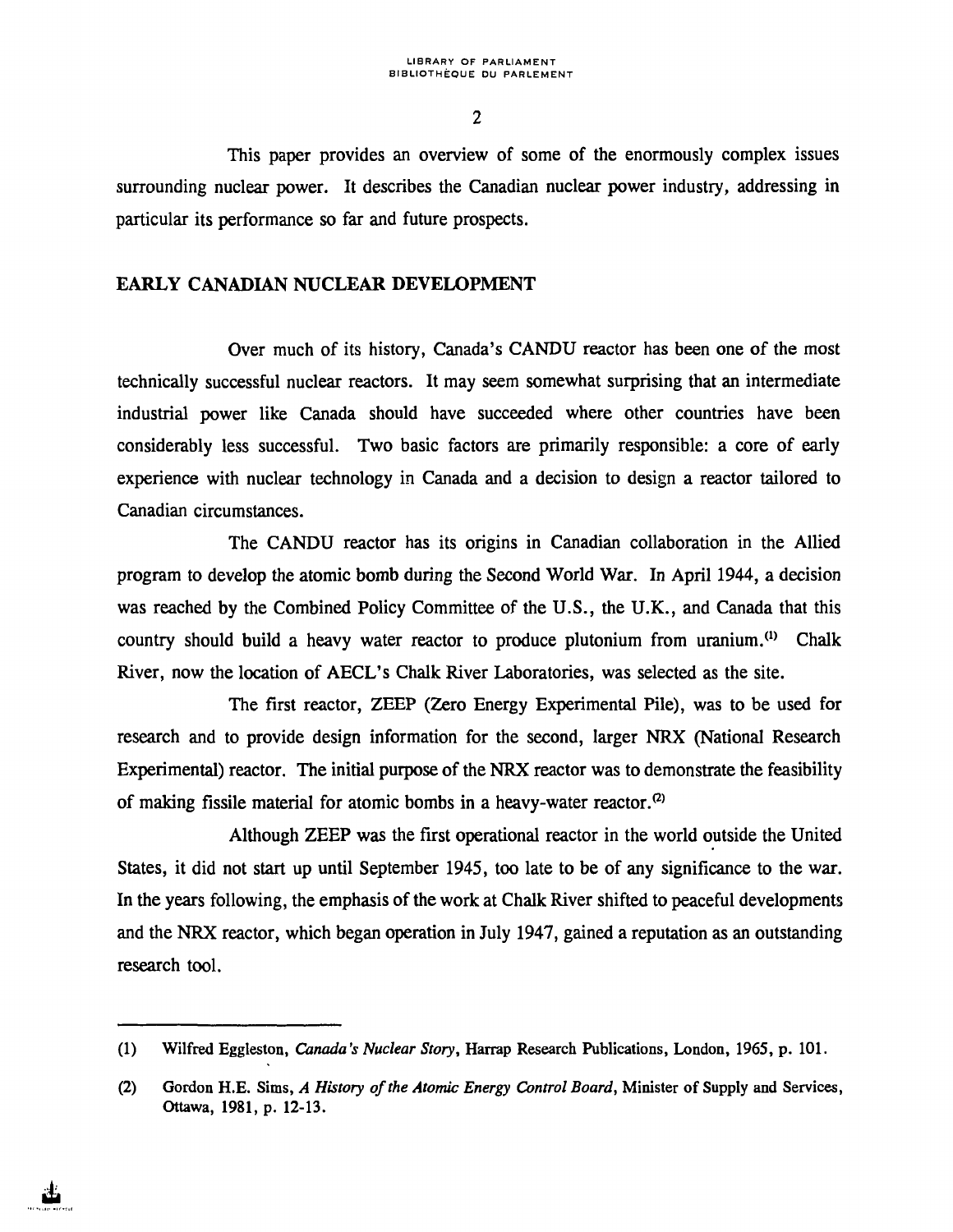This paper provides an overview of some of the enormously complex issues surrounding nuclear power. It describes the Canadian nuclear power industry, addressing in particular its performance so far and future prospects.

## EARLY CANADIAN NUCLEAR DEVELOPMENT

Over much of its history, Canada's CANDU reactor has been one of the most technically successful nuclear reactors. It may seem somewhat surprising that an intermediate industrial power like Canada should have succeeded where other countries have been considerably less successful. Two basic factors are primarily responsible: a core of early experience with nuclear technology in Canada and a decision to design a reactor tailored to Canadian circumstances.

The CANDU reactor has its origins in Canadian collaboration in the Allied program to develop the atomic bomb during the Second World War. In April 1944, a decision was reached by the Combined Policy Committee of the U.S., the U.K., and Canada that this country should build a heavy water reactor to produce plutonium from uranium.[1] Chalk River, now the location of AECL's Chalk River Laboratories, was selected as the site.

The first reactor, ZEEP (Zero Energy Experimental Pile), was to be used for research and to provide design information for the second, larger NRX (National Research Experimental) reactor. The initial purpose of the NRX reactor was to demonstrate the feasibility of making fissile material for atomic bombs in a heavy-water reactor.[2]

Although ZEEP was the first operational reactor in the world outside the United States, it did not start up until September 1945, too late to be of any significance to the war. In the years following, the emphasis of the work at Chalk River shifted to peaceful developments and the NRX reactor, which began operation in July 1947, gained a reputation as an outstanding research tool.

---

(1) Wilfred Eggleston, *Canada's Nuclear Story*, Harrap Research Publications, London, 1965, p. 101.

(2) Gordon H.E. Sims, *A History of the Atomic Energy Control Board*, Minister of Supply and Services, Ottawa, 1981, p. 12-13.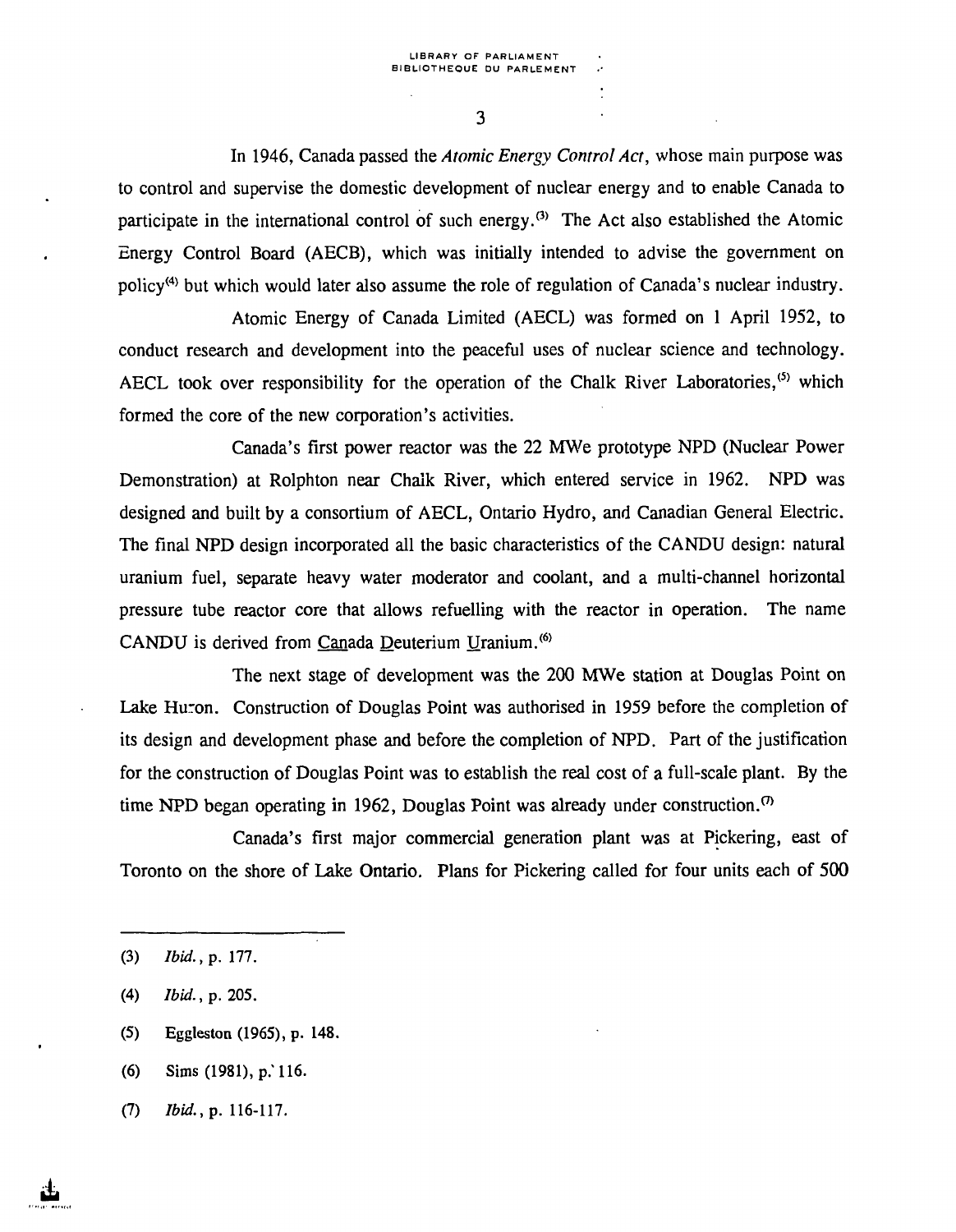In 1946, Canada passed the *Atomic Energy Control Act*, whose main purpose was to control and supervise the domestic development of nuclear energy and to enable Canada to participate in the international control of such energy.[3] The Act also established the Atomic Energy Control Board (AECB), which was initially intended to advise the government on policy[4] but which would later also assume the role of regulation of Canada's nuclear industry.

Atomic Energy of Canada Limited (AECL) was formed on 1 April 1952, to conduct research and development into the peaceful uses of nuclear science and technology. AECL took over responsibility for the operation of the Chalk River Laboratories,[5] which formed the core of the new corporation's activities.

Canada's first power reactor was the 22 MWe prototype NPD (Nuclear Power Demonstration) at Rolphton near Chalk River, which entered service in 1962. NPD was designed and built by a consortium of AECL, Ontario Hydro, and Canadian General Electric. The final NPD design incorporated all the basic characteristics of the CANDU design: natural uranium fuel, separate heavy water moderator and coolant, and a multi-channel horizontal pressure tube reactor core that allows refuelling with the reactor in operation. The name CANDU is derived from Canada Deuterium Uranium.[6]

The next stage of development was the 200 MWe station at Douglas Point on Lake Huron. Construction of Douglas Point was authorised in 1959 before the completion of its design and development phase and before the completion of NPD. Part of the justification for the construction of Douglas Point was to establish the real cost of a full-scale plant. By the time NPD began operating in 1962, Douglas Point was already under construction.[7]

Canada's first major commercial generation plant was at Pickering, east of Toronto on the shore of Lake Ontario. Plans for Pickering called for four units each of 500

---

(3) *Ibid.*, p. 177.

(4) *Ibid.*, p. 205.

(5) Eggleston (1965), p. 148.

(6) Sims (1981), p. 116.

(7) *Ibid.*, p. 116-117.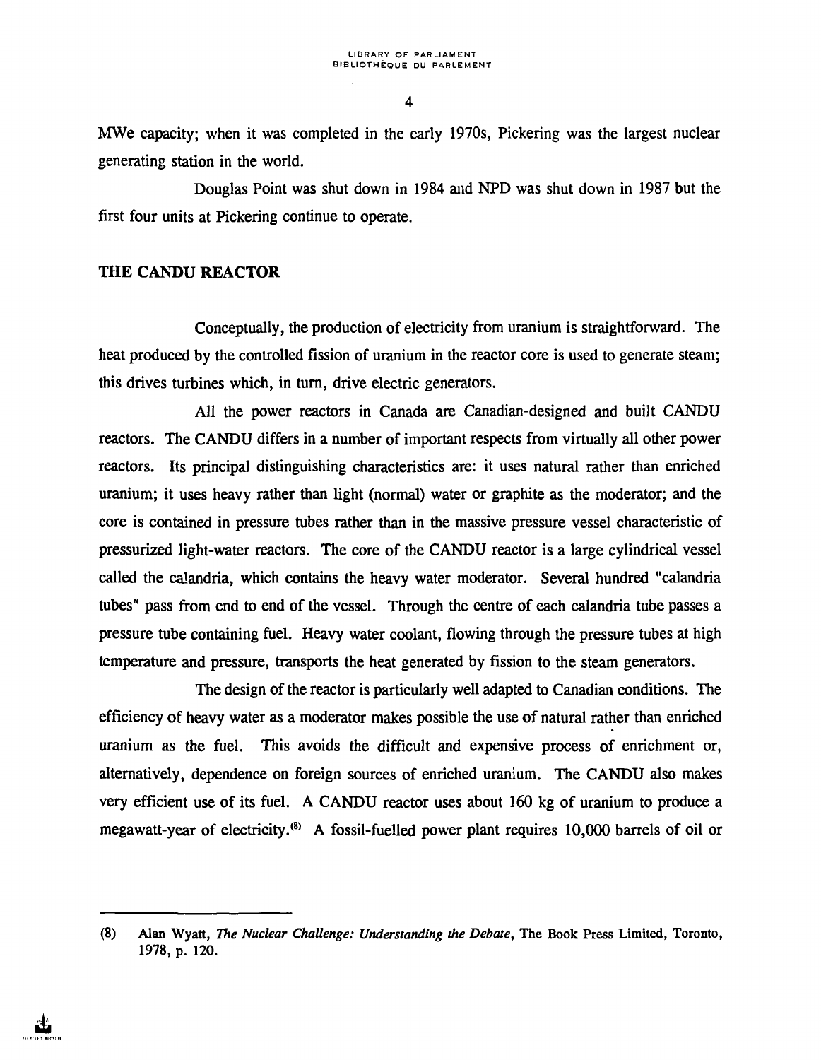MWe capacity; when it was completed in the early 1970s, Pickering was the largest nuclear generating station in the world.

Douglas Point was shut down in 1984 and NPD was shut down in 1987 but the first four units at Pickering continue to operate.

## THE CANDU REACTOR

Conceptually, the production of electricity from uranium is straightforward. The heat produced by the controlled fission of uranium in the reactor core is used to generate steam; this drives turbines which, in turn, drive electric generators.

All the power reactors in Canada are Canadian-designed and built CANDU reactors. The CANDU differs in a number of important respects from virtually all other power reactors. Its principal distinguishing characteristics are: it uses natural rather than enriched uranium; it uses heavy rather than light (normal) water or graphite as the moderator; and the core is contained in pressure tubes rather than in the massive pressure vessel characteristic of pressurized light-water reactors. The core of the CANDU reactor is a large cylindrical vessel called the calandria, which contains the heavy water moderator. Several hundred "calandria tubes" pass from end to end of the vessel. Through the centre of each calandria tube passes a pressure tube containing fuel. Heavy water coolant, flowing through the pressure tubes at high temperature and pressure, transports the heat generated by fission to the steam generators.

The design of the reactor is particularly well adapted to Canadian conditions. The efficiency of heavy water as a moderator makes possible the use of natural rather than enriched uranium as the fuel. This avoids the difficult and expensive process of enrichment or, alternatively, dependence on foreign sources of enriched uranium. The CANDU also makes very efficient use of its fuel. A CANDU reactor uses about 160 kg of uranium to produce a megawatt-year of electricity.[8] A fossil-fuelled power plant requires 10,000 barrels of oil or

---

(8) Alan Wyatt, *The Nuclear Challenge: Understanding the Debate*, The Book Press Limited, Toronto, 1978, p. 120.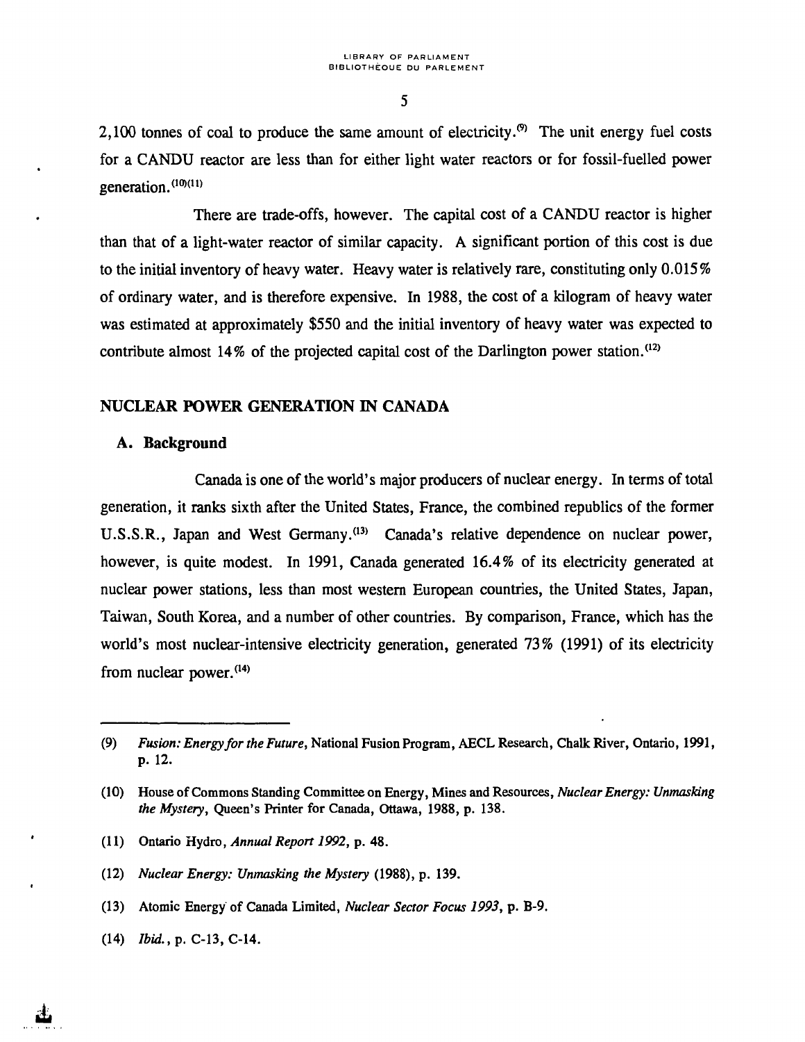2,100 tonnes of coal to produce the same amount of electricity.[9] The unit energy fuel costs for a CANDU reactor are less than for either light water reactors or for fossil-fuelled power generation.[10][11]

There are trade-offs, however. The capital cost of a CANDU reactor is higher than that of a light-water reactor of similar capacity. A significant portion of this cost is due to the initial inventory of heavy water. Heavy water is relatively rare, constituting only 0.015% of ordinary water, and is therefore expensive. In 1988, the cost of a kilogram of heavy water was estimated at approximately $550 and the initial inventory of heavy water was expected to contribute almost 14% of the projected capital cost of the Darlington power station.[12]

## NUCLEAR POWER GENERATION IN CANADA

### A. Background

Canada is one of the world's major producers of nuclear energy. In terms of total generation, it ranks sixth after the United States, France, the combined republics of the former U.S.S.R., Japan and West Germany.[13] Canada's relative dependence on nuclear power, however, is quite modest. In 1991, Canada generated 16.4% of its electricity generated at nuclear power stations, less than most western European countries, the United States, Japan, Taiwan, South Korea, and a number of other countries. By comparison, France, which has the world's most nuclear-intensive electricity generation, generated 73% (1991) of its electricity from nuclear power.[14]

---

(9) *Fusion: Energy for the Future*, National Fusion Program, AECL Research, Chalk River, Ontario, 1991, p. 12.

(10) House of Commons Standing Committee on Energy, Mines and Resources, *Nuclear Energy: Unmasking the Mystery*, Queen's Printer for Canada, Ottawa, 1988, p. 138.

(11) Ontario Hydro, *Annual Report 1992*, p. 48.

(12) *Nuclear Energy: Unmasking the Mystery* (1988), p. 139.

(13) Atomic Energy of Canada Limited, *Nuclear Sector Focus 1993*, p. B-9.

(14) *Ibid.*, p. C-13, C-14.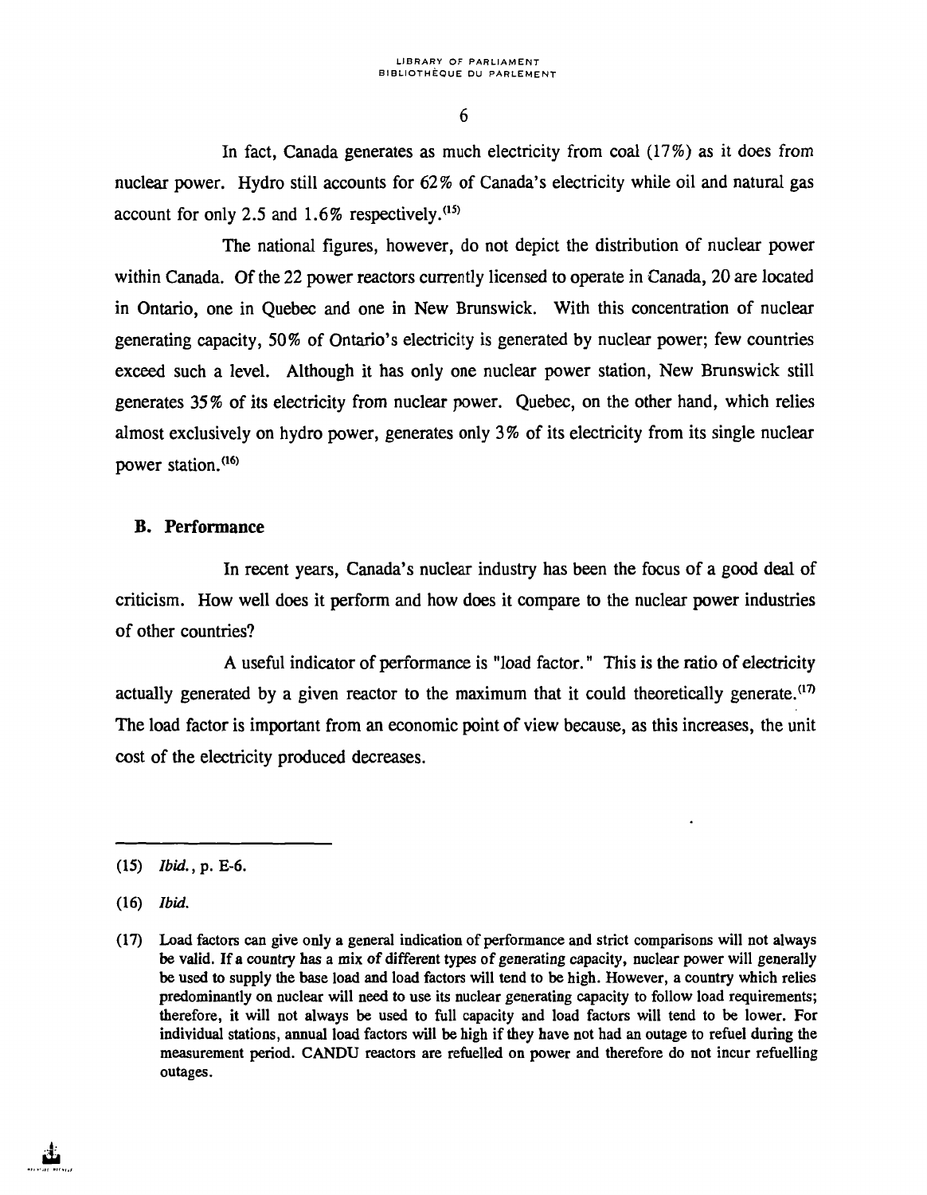In fact, Canada generates as much electricity from coal (17%) as it does from nuclear power. Hydro still accounts for 62% of Canada's electricity while oil and natural gas account for only 2.5 and 1.6% respectively.[15]

The national figures, however, do not depict the distribution of nuclear power within Canada. Of the 22 power reactors currently licensed to operate in Canada, 20 are located in Ontario, one in Quebec and one in New Brunswick. With this concentration of nuclear generating capacity, 50% of Ontario's electricity is generated by nuclear power; few countries exceed such a level. Although it has only one nuclear power station, New Brunswick still generates 35% of its electricity from nuclear power. Quebec, on the other hand, which relies almost exclusively on hydro power, generates only 3% of its electricity from its single nuclear power station.[16]

## B. Performance

In recent years, Canada's nuclear industry has been the focus of a good deal of criticism. How well does it perform and how does it compare to the nuclear power industries of other countries?

A useful indicator of performance is "load factor." This is the ratio of electricity actually generated by a given reactor to the maximum that it could theoretically generate.[17] The load factor is important from an economic point of view because, as this increases, the unit cost of the electricity produced decreases.

---

(15) *Ibid.*, p. E-6.

(16) *Ibid.*

(17) Load factors can give only a general indication of performance and strict comparisons will not always be valid. If a country has a mix of different types of generating capacity, nuclear power will generally be used to supply the base load and load factors will tend to be high. However, a country which relies predominantly on nuclear will need to use its nuclear generating capacity to follow load requirements; therefore, it will not always be used to full capacity and load factors will tend to be lower. For individual stations, annual load factors will be high if they have not had an outage to refuel during the measurement period. CANDU reactors are refuelled on power and therefore do not incur refuelling outages.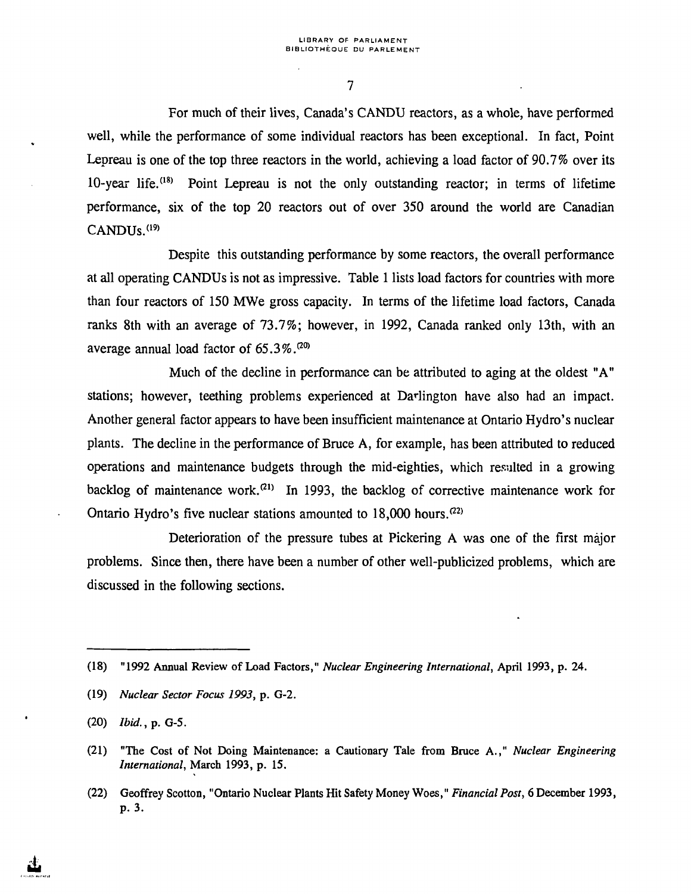For much of their lives, Canada's CANDU reactors, as a whole, have performed well, while the performance of some individual reactors has been exceptional. In fact, Point Lepreau is one of the top three reactors in the world, achieving a load factor of 90.7% over its 10-year life.[18] Point Lepreau is not the only outstanding reactor; in terms of lifetime performance, six of the top 20 reactors out of over 350 around the world are Canadian CANDUs.[19]

Despite this outstanding performance by some reactors, the overall performance at all operating CANDUs is not as impressive. Table 1 lists load factors for countries with more than four reactors of 150 MWe gross capacity. In terms of the lifetime load factors, Canada ranks 8th with an average of 73.7%; however, in 1992, Canada ranked only 13th, with an average annual load factor of 65.3%.[20]

Much of the decline in performance can be attributed to aging at the oldest "A" stations; however, teething problems experienced at Darlington have also had an impact. Another general factor appears to have been insufficient maintenance at Ontario Hydro's nuclear plants. The decline in the performance of Bruce A, for example, has been attributed to reduced operations and maintenance budgets through the mid-eighties, which resulted in a growing backlog of maintenance work.[21] In 1993, the backlog of corrective maintenance work for Ontario Hydro's five nuclear stations amounted to 18,000 hours.[22]

Deterioration of the pressure tubes at Pickering A was one of the first major problems. Since then, there have been a number of other well-publicized problems, which are discussed in the following sections.

---

(18) "1992 Annual Review of Load Factors," *Nuclear Engineering International*, April 1993, p. 24.

(19) *Nuclear Sector Focus 1993*, p. G-2.

(20) *Ibid.*, p. G-5.

(21) "The Cost of Not Doing Maintenance: a Cautionary Tale from Bruce A.," *Nuclear Engineering International*, March 1993, p. 15.

(22) Geoffrey Scotton, "Ontario Nuclear Plants Hit Safety Money Woes," *Financial Post*, 6 December 1993, p. 3.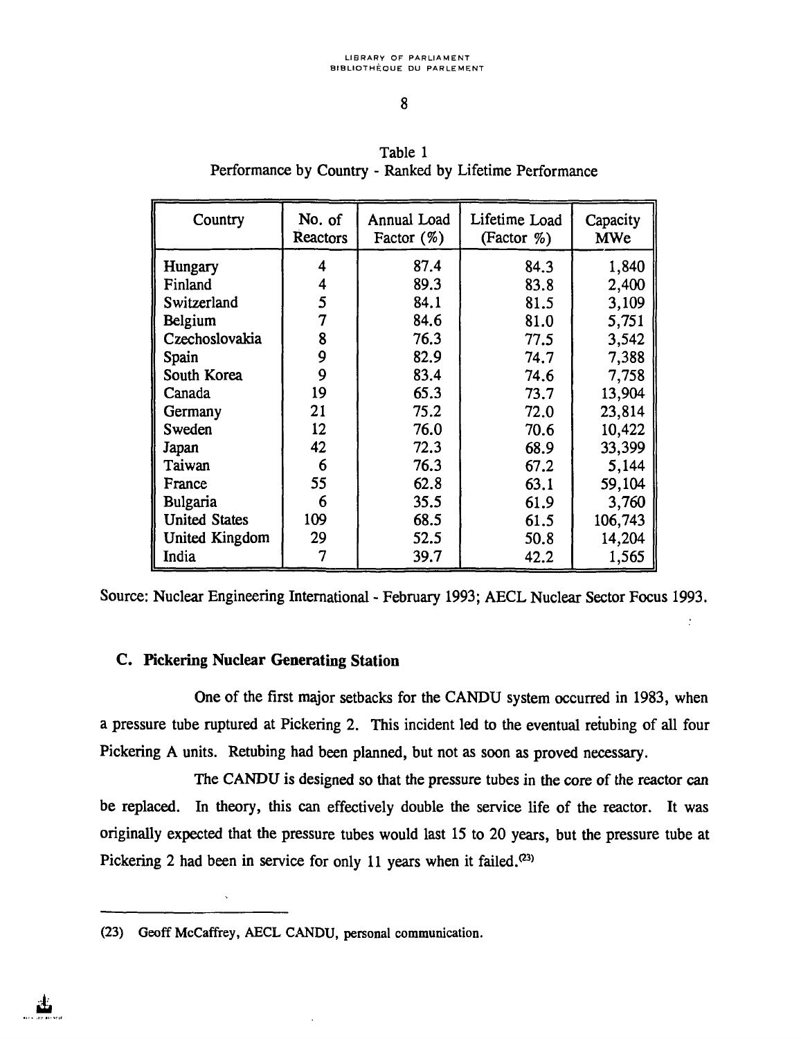Table 1
Performance by Country - Ranked by Lifetime Performance

| Country | No. of Reactors | Annual Load Factor (%) | Lifetime Load (Factor %) | Capacity MWe |
|---|---|---|---|---|
| Hungary | 4 | 87.4 | 84.3 | 1,840 |
| Finland | 4 | 89.3 | 83.8 | 2,400 |
| Switzerland | 5 | 84.1 | 81.5 | 3,109 |
| Belgium | 7 | 84.6 | 81.0 | 5,751 |
| Czechoslovakia | 8 | 76.3 | 77.5 | 3,542 |
| Spain | 9 | 82.9 | 74.7 | 7,388 |
| South Korea | 9 | 83.4 | 74.6 | 7,758 |
| Canada | 19 | 65.3 | 73.7 | 13,904 |
| Germany | 21 | 75.2 | 72.0 | 23,814 |
| Sweden | 12 | 76.0 | 70.6 | 10,422 |
| Japan | 42 | 72.3 | 68.9 | 33,399 |
| Taiwan | 6 | 76.3 | 67.2 | 5,144 |
| France | 55 | 62.8 | 63.1 | 59,104 |
| Bulgaria | 6 | 35.5 | 61.9 | 3,760 |
| United States | 109 | 68.5 | 61.5 | 106,743 |
| United Kingdom | 29 | 52.5 | 50.8 | 14,204 |
| India | 7 | 39.7 | 42.2 | 1,565 |

Source: Nuclear Engineering International - February 1993; AECL Nuclear Sector Focus 1993.

### C. Pickering Nuclear Generating Station

One of the first major setbacks for the CANDU system occurred in 1983, when a pressure tube ruptured at Pickering 2. This incident led to the eventual retubing of all four Pickering A units. Retubing had been planned, but not as soon as proved necessary.

The CANDU is designed so that the pressure tubes in the core of the reactor can be replaced. In theory, this can effectively double the service life of the reactor. It was originally expected that the pressure tubes would last 15 to 20 years, but the pressure tube at Pickering 2 had been in service for only 11 years when it failed.[23]

(23) Geoff McCaffrey, AECL CANDU, personal communication.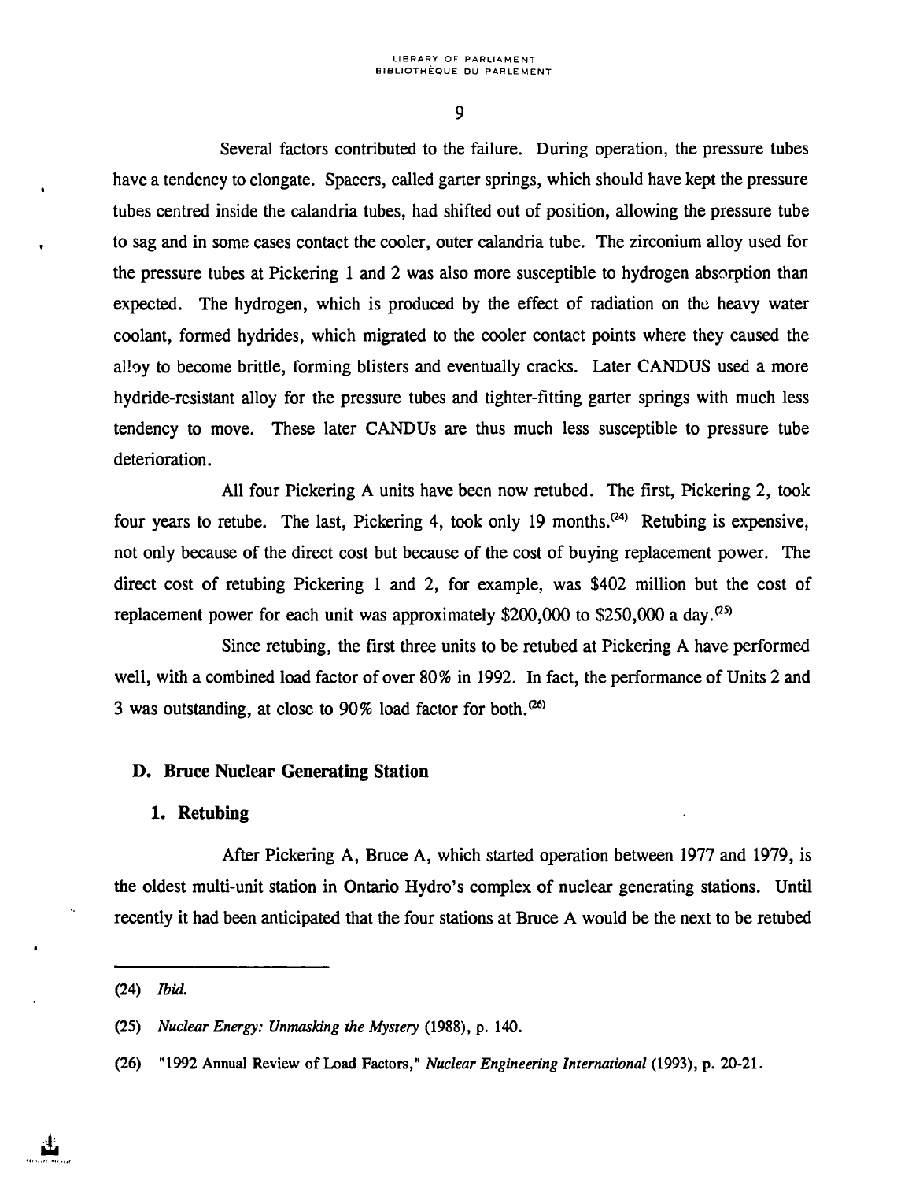Several factors contributed to the failure. During operation, the pressure tubes have a tendency to elongate. Spacers, called garter springs, which should have kept the pressure tubes centred inside the calandria tubes, had shifted out of position, allowing the pressure tube to sag and in some cases contact the cooler, outer calandria tube. The zirconium alloy used for the pressure tubes at Pickering 1 and 2 was also more susceptible to hydrogen absorption than expected. The hydrogen, which is produced by the effect of radiation on the heavy water coolant, formed hydrides, which migrated to the cooler contact points where they caused the alloy to become brittle, forming blisters and eventually cracks. Later CANDUS used a more hydride-resistant alloy for the pressure tubes and tighter-fitting garter springs with much less tendency to move. These later CANDUs are thus much less susceptible to pressure tube deterioration.

All four Pickering A units have been now retubed. The first, Pickering 2, took four years to retube. The last, Pickering 4, took only 19 months.[24] Retubing is expensive, not only because of the direct cost but because of the cost of buying replacement power. The direct cost of retubing Pickering 1 and 2, for example, was $402 million but the cost of replacement power for each unit was approximately $200,000 to $250,000 a day.[25]

Since retubing, the first three units to be retubed at Pickering A have performed well, with a combined load factor of over 80% in 1992. In fact, the performance of Units 2 and 3 was outstanding, at close to 90% load factor for both.[26]

## D. Bruce Nuclear Generating Station

### 1. Retubing

After Pickering A, Bruce A, which started operation between 1977 and 1979, is the oldest multi-unit station in Ontario Hydro's complex of nuclear generating stations. Until recently it had been anticipated that the four stations at Bruce A would be the next to be retubed

---

(24) *Ibid.*

(25) *Nuclear Energy: Unmasking the Mystery* (1988), p. 140.

(26) "1992 Annual Review of Load Factors," *Nuclear Engineering International* (1993), p. 20-21.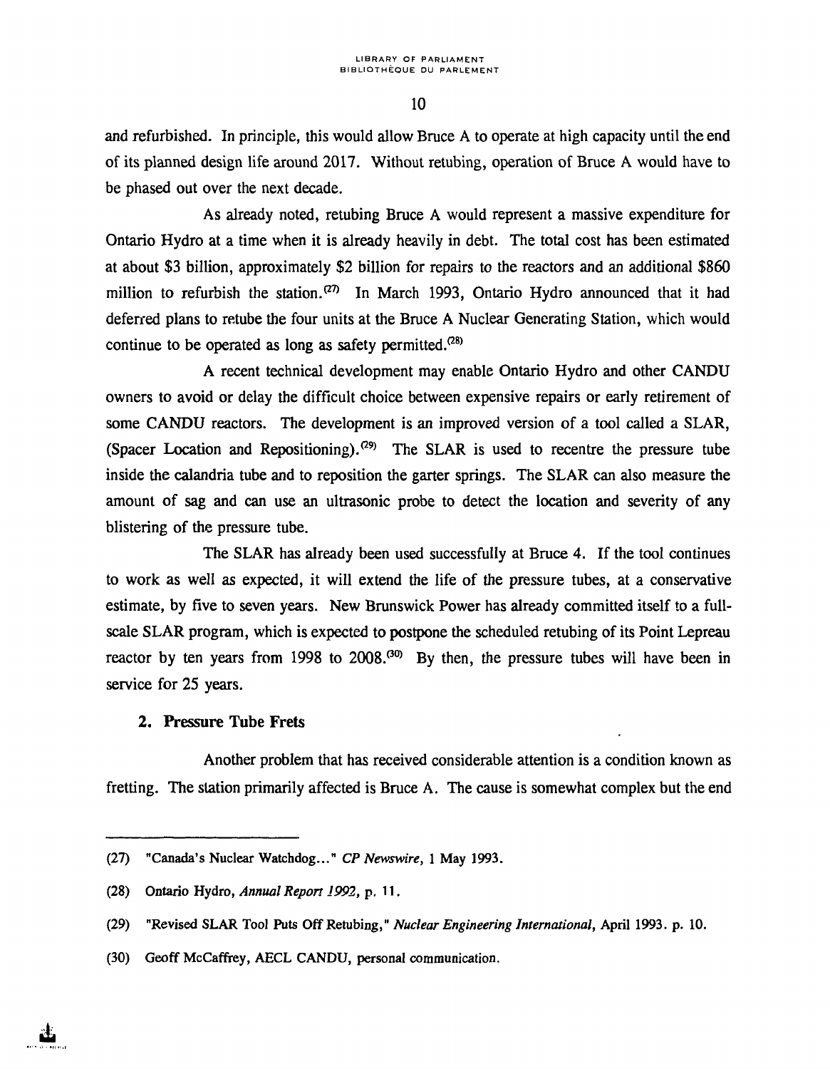and refurbished. In principle, this would allow Bruce A to operate at high capacity until the end of its planned design life around 2017. Without retubing, operation of Bruce A would have to be phased out over the next decade.

As already noted, retubing Bruce A would represent a massive expenditure for Ontario Hydro at a time when it is already heavily in debt. The total cost has been estimated at about $3 billion, approximately $2 billion for repairs to the reactors and an additional $860 million to refurbish the station.[27] In March 1993, Ontario Hydro announced that it had deferred plans to retube the four units at the Bruce A Nuclear Generating Station, which would continue to be operated as long as safety permitted.[28]

A recent technical development may enable Ontario Hydro and other CANDU owners to avoid or delay the difficult choice between expensive repairs or early retirement of some CANDU reactors. The development is an improved version of a tool called a SLAR, (Spacer Location and Repositioning).[29] The SLAR is used to recentre the pressure tube inside the calandria tube and to reposition the garter springs. The SLAR can also measure the amount of sag and can use an ultrasonic probe to detect the location and severity of any blistering of the pressure tube.

The SLAR has already been used successfully at Bruce 4. If the tool continues to work as well as expected, it will extend the life of the pressure tubes, at a conservative estimate, by five to seven years. New Brunswick Power has already committed itself to a full-scale SLAR program, which is expected to postpone the scheduled retubing of its Point Lepreau reactor by ten years from 1998 to 2008.[30] By then, the pressure tubes will have been in service for 25 years.

### 2. Pressure Tube Frets

Another problem that has received considerable attention is a condition known as fretting. The station primarily affected is Bruce A. The cause is somewhat complex but the end

---

(27) "Canada's Nuclear Watchdog..." *CP Newswire*, 1 May 1993.

(28) Ontario Hydro, *Annual Report 1992*, p. 11.

(29) "Revised SLAR Tool Puts Off Retubing," *Nuclear Engineering International*, April 1993. p. 10.

(30) Geoff McCaffrey, AECL CANDU, personal communication.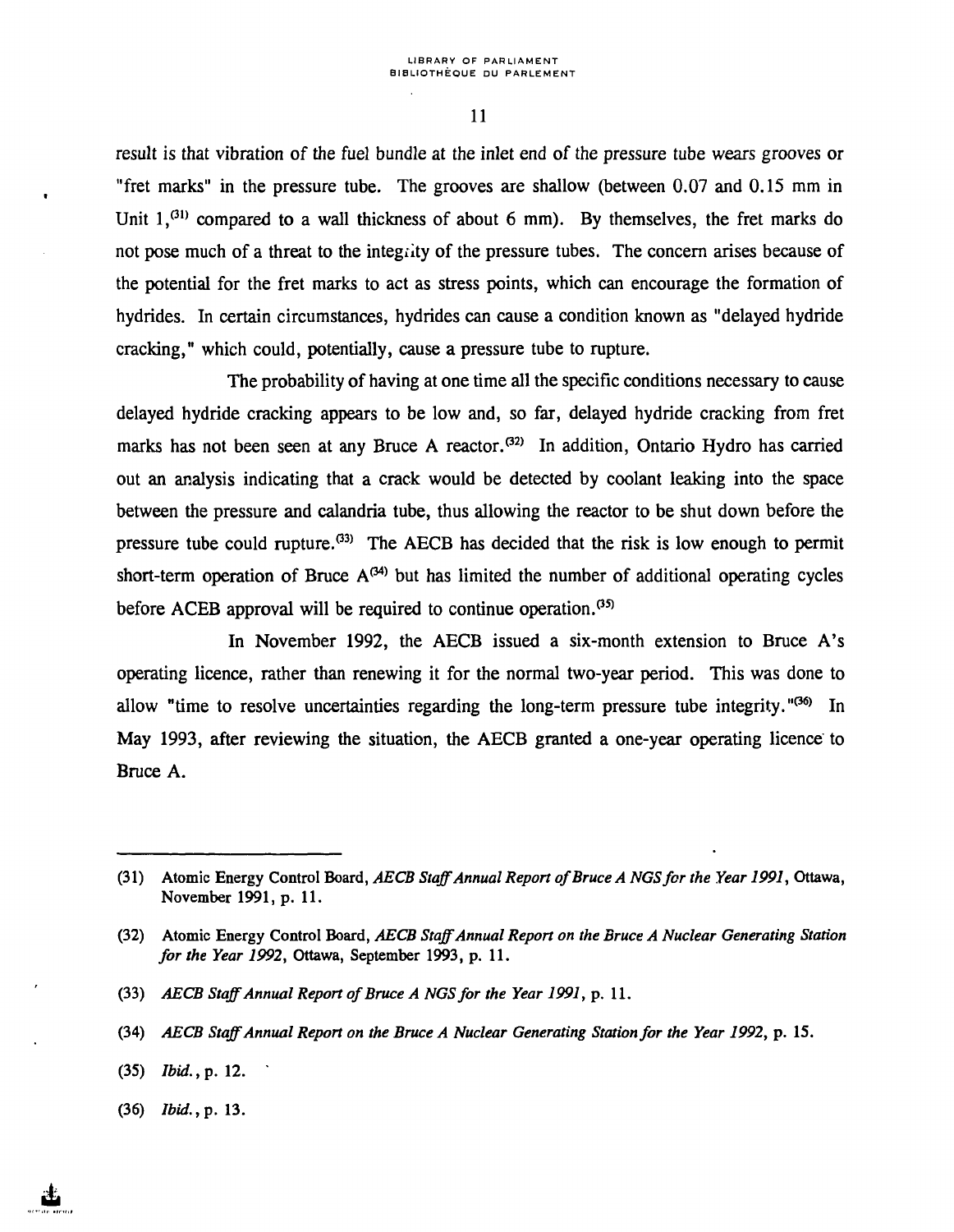result is that vibration of the fuel bundle at the inlet end of the pressure tube wears grooves or "fret marks" in the pressure tube. The grooves are shallow (between 0.07 and 0.15 mm in Unit 1,[31] compared to a wall thickness of about 6 mm). By themselves, the fret marks do not pose much of a threat to the integrity of the pressure tubes. The concern arises because of the potential for the fret marks to act as stress points, which can encourage the formation of hydrides. In certain circumstances, hydrides can cause a condition known as "delayed hydride cracking," which could, potentially, cause a pressure tube to rupture.

The probability of having at one time all the specific conditions necessary to cause delayed hydride cracking appears to be low and, so far, delayed hydride cracking from fret marks has not been seen at any Bruce A reactor.[32] In addition, Ontario Hydro has carried out an analysis indicating that a crack would be detected by coolant leaking into the space between the pressure and calandria tube, thus allowing the reactor to be shut down before the pressure tube could rupture.[33] The AECB has decided that the risk is low enough to permit short-term operation of Bruce A[34] but has limited the number of additional operating cycles before ACEB approval will be required to continue operation.[35]

In November 1992, the AECB issued a six-month extension to Bruce A's operating licence, rather than renewing it for the normal two-year period. This was done to allow "time to resolve uncertainties regarding the long-term pressure tube integrity."[36] In May 1993, after reviewing the situation, the AECB granted a one-year operating licence to Bruce A.

---

(31) Atomic Energy Control Board, *AECB Staff Annual Report of Bruce A NGS for the Year 1991*, Ottawa, November 1991, p. 11.

(32) Atomic Energy Control Board, *AECB Staff Annual Report on the Bruce A Nuclear Generating Station for the Year 1992*, Ottawa, September 1993, p. 11.

(33) *AECB Staff Annual Report of Bruce A NGS for the Year 1991*, p. 11.

(34) *AECB Staff Annual Report on the Bruce A Nuclear Generating Station for the Year 1992*, p. 15.

(35) *Ibid.*, p. 12.

(36) *Ibid.*, p. 13.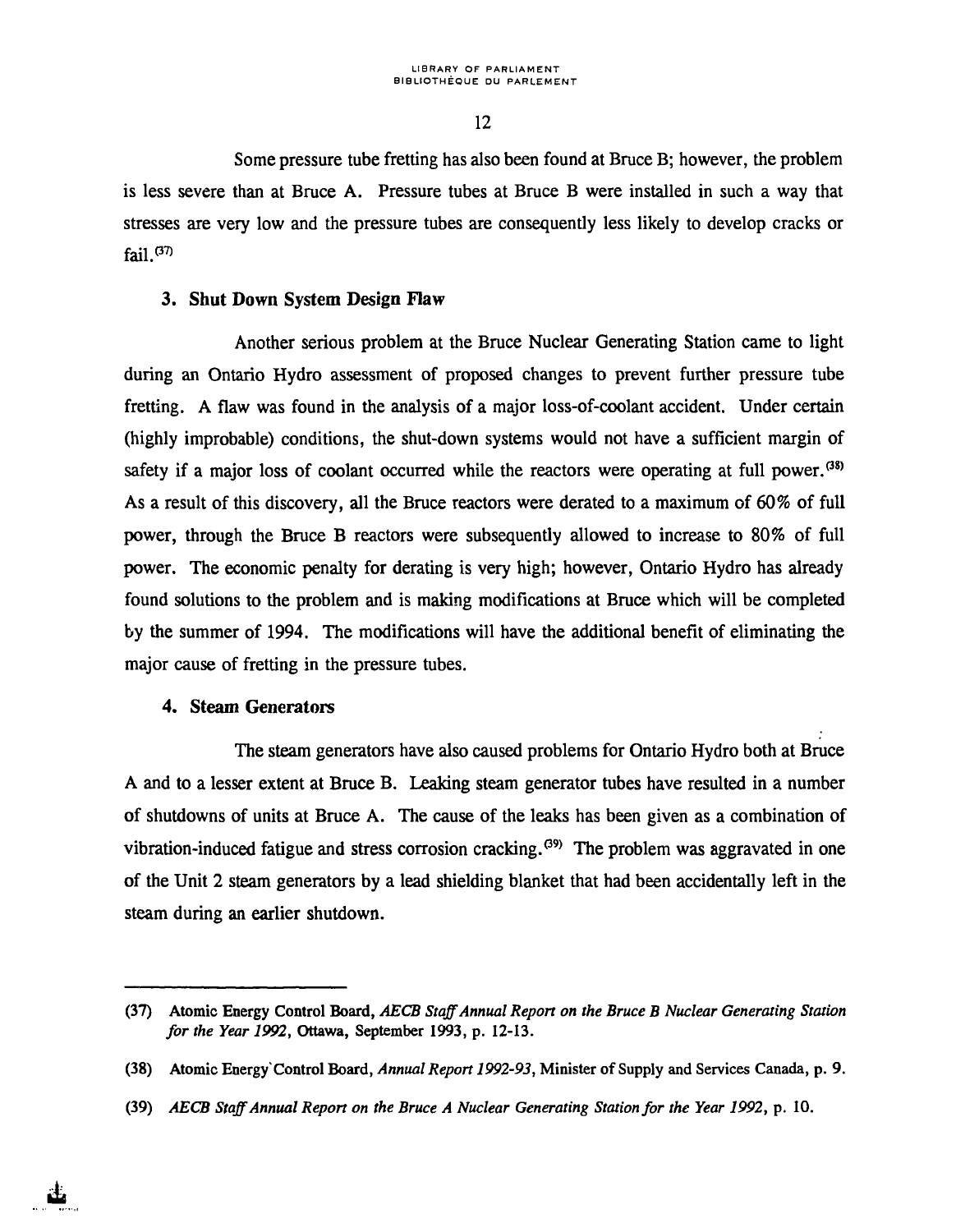Some pressure tube fretting has also been found at Bruce B; however, the problem is less severe than at Bruce A. Pressure tubes at Bruce B were installed in such a way that stresses are very low and the pressure tubes are consequently less likely to develop cracks or fail.[37]

### 3. Shut Down System Design Flaw

Another serious problem at the Bruce Nuclear Generating Station came to light during an Ontario Hydro assessment of proposed changes to prevent further pressure tube fretting. A flaw was found in the analysis of a major loss-of-coolant accident. Under certain (highly improbable) conditions, the shut-down systems would not have a sufficient margin of safety if a major loss of coolant occurred while the reactors were operating at full power.[38] As a result of this discovery, all the Bruce reactors were derated to a maximum of 60% of full power, through the Bruce B reactors were subsequently allowed to increase to 80% of full power. The economic penalty for derating is very high; however, Ontario Hydro has already found solutions to the problem and is making modifications at Bruce which will be completed by the summer of 1994. The modifications will have the additional benefit of eliminating the major cause of fretting in the pressure tubes.

### 4. Steam Generators

The steam generators have also caused problems for Ontario Hydro both at Bruce A and to a lesser extent at Bruce B. Leaking steam generator tubes have resulted in a number of shutdowns of units at Bruce A. The cause of the leaks has been given as a combination of vibration-induced fatigue and stress corrosion cracking.[39] The problem was aggravated in one of the Unit 2 steam generators by a lead shielding blanket that had been accidentally left in the steam during an earlier shutdown.

---

(37) Atomic Energy Control Board, *AECB Staff Annual Report on the Bruce B Nuclear Generating Station for the Year 1992*, Ottawa, September 1993, p. 12-13.

(38) Atomic Energy Control Board, *Annual Report 1992-93*, Minister of Supply and Services Canada, p. 9.

(39) *AECB Staff Annual Report on the Bruce A Nuclear Generating Station for the Year 1992*, p. 10.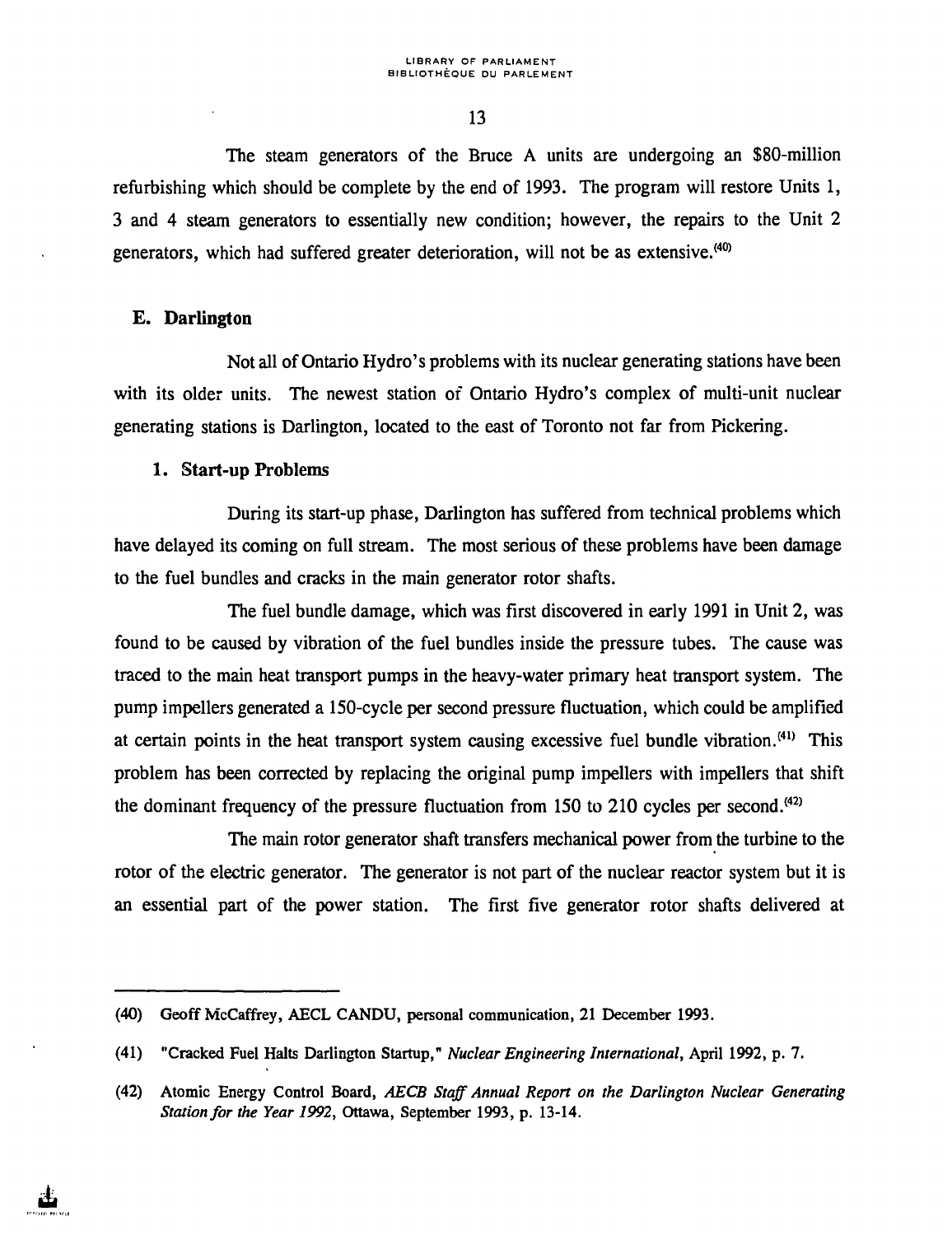The steam generators of the Bruce A units are undergoing an $80-million refurbishing which should be complete by the end of 1993. The program will restore Units 1, 3 and 4 steam generators to essentially new condition; however, the repairs to the Unit 2 generators, which had suffered greater deterioration, will not be as extensive.[40]

### E. Darlington

Not all of Ontario Hydro's problems with its nuclear generating stations have been with its older units. The newest station of Ontario Hydro's complex of multi-unit nuclear generating stations is Darlington, located to the east of Toronto not far from Pickering.

#### 1. Start-up Problems

During its start-up phase, Darlington has suffered from technical problems which have delayed its coming on full stream. The most serious of these problems have been damage to the fuel bundles and cracks in the main generator rotor shafts.

The fuel bundle damage, which was first discovered in early 1991 in Unit 2, was found to be caused by vibration of the fuel bundles inside the pressure tubes. The cause was traced to the main heat transport pumps in the heavy-water primary heat transport system. The pump impellers generated a 150-cycle per second pressure fluctuation, which could be amplified at certain points in the heat transport system causing excessive fuel bundle vibration.[41] This problem has been corrected by replacing the original pump impellers with impellers that shift the dominant frequency of the pressure fluctuation from 150 to 210 cycles per second.[42]

The main rotor generator shaft transfers mechanical power from the turbine to the rotor of the electric generator. The generator is not part of the nuclear reactor system but it is an essential part of the power station. The first five generator rotor shafts delivered at

---

(40) Geoff McCaffrey, AECL CANDU, personal communication, 21 December 1993.

(41) "Cracked Fuel Halts Darlington Startup," *Nuclear Engineering International*, April 1992, p. 7.

(42) Atomic Energy Control Board, *AECB Staff Annual Report on the Darlington Nuclear Generating Station for the Year 1992*, Ottawa, September 1993, p. 13-14.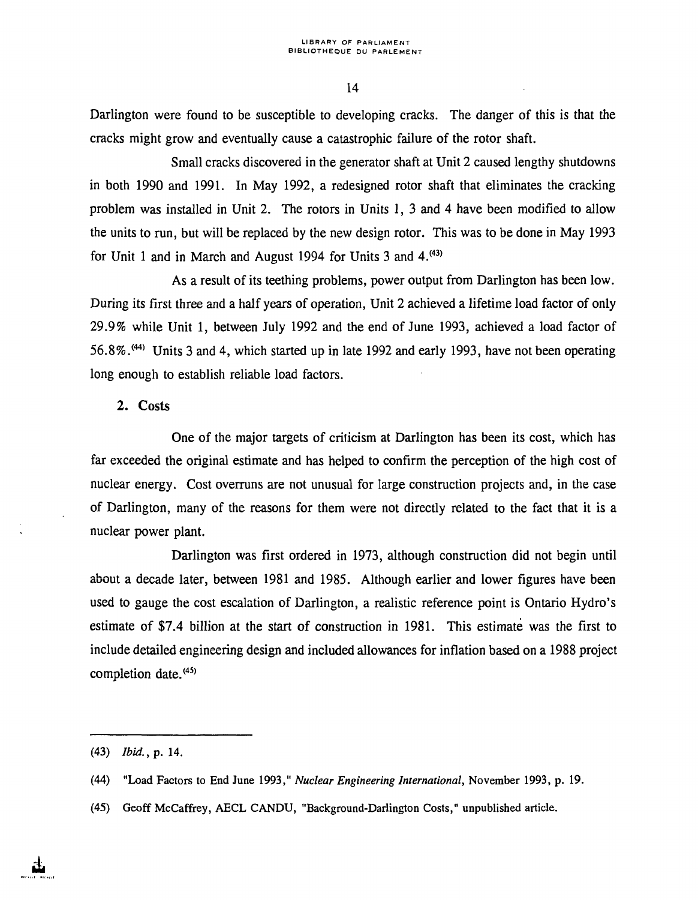Darlington were found to be susceptible to developing cracks. The danger of this is that the cracks might grow and eventually cause a catastrophic failure of the rotor shaft.

Small cracks discovered in the generator shaft at Unit 2 caused lengthy shutdowns in both 1990 and 1991. In May 1992, a redesigned rotor shaft that eliminates the cracking problem was installed in Unit 2. The rotors in Units 1, 3 and 4 have been modified to allow the units to run, but will be replaced by the new design rotor. This was to be done in May 1993 for Unit 1 and in March and August 1994 for Units 3 and 4.[43]

As a result of its teething problems, power output from Darlington has been low. During its first three and a half years of operation, Unit 2 achieved a lifetime load factor of only 29.9% while Unit 1, between July 1992 and the end of June 1993, achieved a load factor of 56.8%.[44] Units 3 and 4, which started up in late 1992 and early 1993, have not been operating long enough to establish reliable load factors.

## 2. Costs

One of the major targets of criticism at Darlington has been its cost, which has far exceeded the original estimate and has helped to confirm the perception of the high cost of nuclear energy. Cost overruns are not unusual for large construction projects and, in the case of Darlington, many of the reasons for them were not directly related to the fact that it is a nuclear power plant.

Darlington was first ordered in 1973, although construction did not begin until about a decade later, between 1981 and 1985. Although earlier and lower figures have been used to gauge the cost escalation of Darlington, a realistic reference point is Ontario Hydro's estimate of $7.4 billion at the start of construction in 1981. This estimate was the first to include detailed engineering design and included allowances for inflation based on a 1988 project completion date.[45]

---

(43) *Ibid.*, p. 14.

(44) "Load Factors to End June 1993," *Nuclear Engineering International*, November 1993, p. 19.

(45) Geoff McCaffrey, AECL CANDU, "Background-Darlington Costs," unpublished article.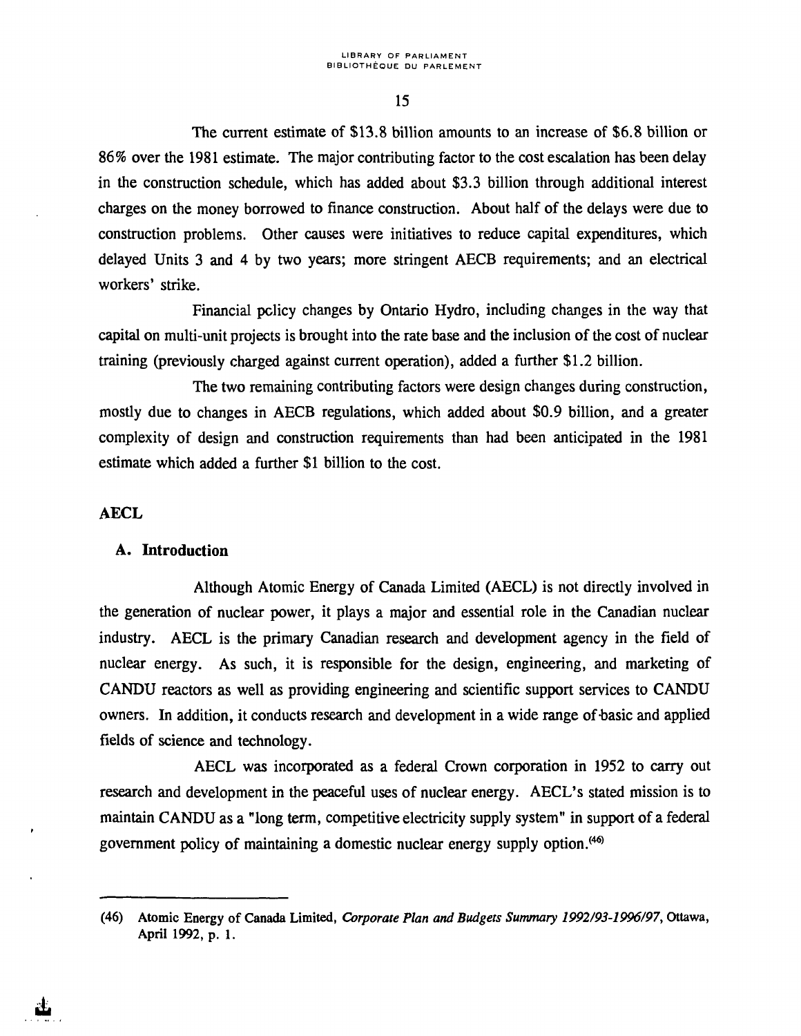The current estimate of $13.8 billion amounts to an increase of $6.8 billion or 86% over the 1981 estimate. The major contributing factor to the cost escalation has been delay in the construction schedule, which has added about $3.3 billion through additional interest charges on the money borrowed to finance construction. About half of the delays were due to construction problems. Other causes were initiatives to reduce capital expenditures, which delayed Units 3 and 4 by two years; more stringent AECB requirements; and an electrical workers' strike.

Financial policy changes by Ontario Hydro, including changes in the way that capital on multi-unit projects is brought into the rate base and the inclusion of the cost of nuclear training (previously charged against current operation), added a further $1.2 billion.

The two remaining contributing factors were design changes during construction, mostly due to changes in AECB regulations, which added about $0.9 billion, and a greater complexity of design and construction requirements than had been anticipated in the 1981 estimate which added a further $1 billion to the cost.

## AECL

### A. Introduction

Although Atomic Energy of Canada Limited (AECL) is not directly involved in the generation of nuclear power, it plays a major and essential role in the Canadian nuclear industry. AECL is the primary Canadian research and development agency in the field of nuclear energy. As such, it is responsible for the design, engineering, and marketing of CANDU reactors as well as providing engineering and scientific support services to CANDU owners. In addition, it conducts research and development in a wide range of basic and applied fields of science and technology.

AECL was incorporated as a federal Crown corporation in 1952 to carry out research and development in the peaceful uses of nuclear energy. AECL's stated mission is to maintain CANDU as a "long term, competitive electricity supply system" in support of a federal government policy of maintaining a domestic nuclear energy supply option.[46]

---

(46) Atomic Energy of Canada Limited, *Corporate Plan and Budgets Summary 1992/93-1996/97*, Ottawa, April 1992, p. 1.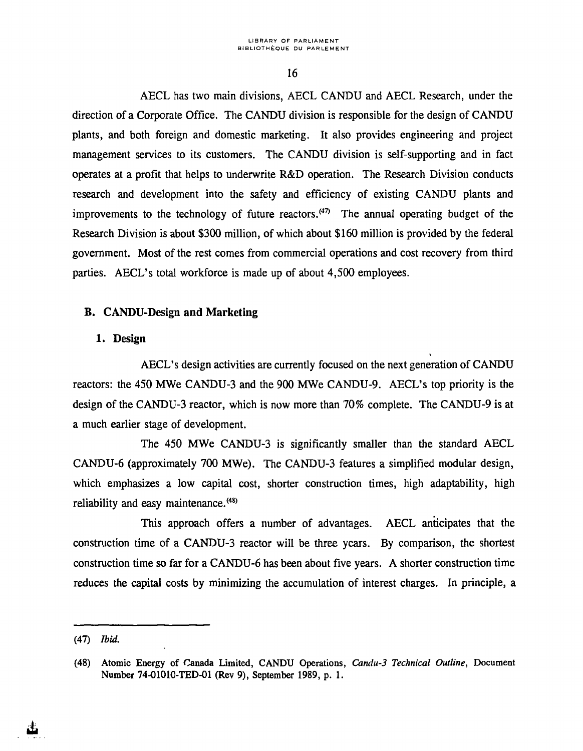AECL has two main divisions, AECL CANDU and AECL Research, under the direction of a Corporate Office. The CANDU division is responsible for the design of CANDU plants, and both foreign and domestic marketing. It also provides engineering and project management services to its customers. The CANDU division is self-supporting and in fact operates at a profit that helps to underwrite R&D operation. The Research Division conducts research and development into the safety and efficiency of existing CANDU plants and improvements to the technology of future reactors.[47] The annual operating budget of the Research Division is about $300 million, of which about $160 million is provided by the federal government. Most of the rest comes from commercial operations and cost recovery from third parties. AECL's total workforce is made up of about 4,500 employees.

## B. CANDU-Design and Marketing

### 1. Design

AECL's design activities are currently focused on the next generation of CANDU reactors: the 450 MWe CANDU-3 and the 900 MWe CANDU-9. AECL's top priority is the design of the CANDU-3 reactor, which is now more than 70% complete. The CANDU-9 is at a much earlier stage of development.

The 450 MWe CANDU-3 is significantly smaller than the standard AECL CANDU-6 (approximately 700 MWe). The CANDU-3 features a simplified modular design, which emphasizes a low capital cost, shorter construction times, high adaptability, high reliability and easy maintenance.[48]

This approach offers a number of advantages. AECL anticipates that the construction time of a CANDU-3 reactor will be three years. By comparison, the shortest construction time so far for a CANDU-6 has been about five years. A shorter construction time reduces the capital costs by minimizing the accumulation of interest charges. In principle, a

---

(47) *Ibid.*

(48) Atomic Energy of Canada Limited, CANDU Operations, *Candu-3 Technical Outline*, Document Number 74-01010-TED-01 (Rev 9), September 1989, p. 1.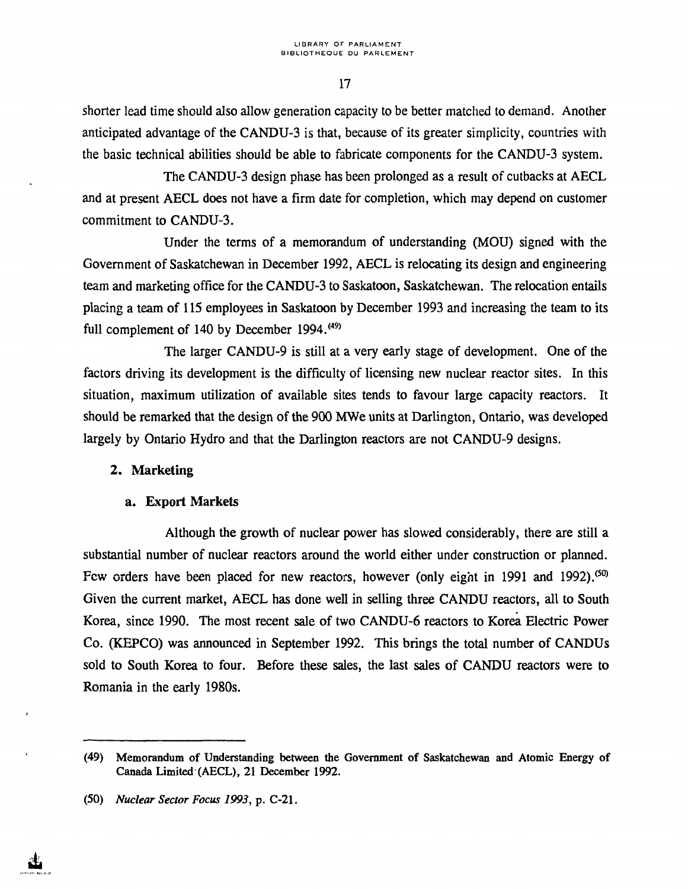shorter lead time should also allow generation capacity to be better matched to demand. Another anticipated advantage of the CANDU-3 is that, because of its greater simplicity, countries with the basic technical abilities should be able to fabricate components for the CANDU-3 system.

The CANDU-3 design phase has been prolonged as a result of cutbacks at AECL and at present AECL does not have a firm date for completion, which may depend on customer commitment to CANDU-3.

Under the terms of a memorandum of understanding (MOU) signed with the Government of Saskatchewan in December 1992, AECL is relocating its design and engineering team and marketing office for the CANDU-3 to Saskatoon, Saskatchewan. The relocation entails placing a team of 115 employees in Saskatoon by December 1993 and increasing the team to its full complement of 140 by December 1994.[49]

The larger CANDU-9 is still at a very early stage of development. One of the factors driving its development is the difficulty of licensing new nuclear reactor sites. In this situation, maximum utilization of available sites tends to favour large capacity reactors. It should be remarked that the design of the 900 MWe units at Darlington, Ontario, was developed largely by Ontario Hydro and that the Darlington reactors are not CANDU-9 designs.

### 2. Marketing

#### a. Export Markets

Although the growth of nuclear power has slowed considerably, there are still a substantial number of nuclear reactors around the world either under construction or planned. Few orders have been placed for new reactors, however (only eight in 1991 and 1992).[50] Given the current market, AECL has done well in selling three CANDU reactors, all to South Korea, since 1990. The most recent sale of two CANDU-6 reactors to Korea Electric Power Co. (KEPCO) was announced in September 1992. This brings the total number of CANDUs sold to South Korea to four. Before these sales, the last sales of CANDU reactors were to Romania in the early 1980s.

---

(49) Memorandum of Understanding between the Government of Saskatchewan and Atomic Energy of Canada Limited (AECL), 21 December 1992.

(50) *Nuclear Sector Focus 1993*, p. C-21.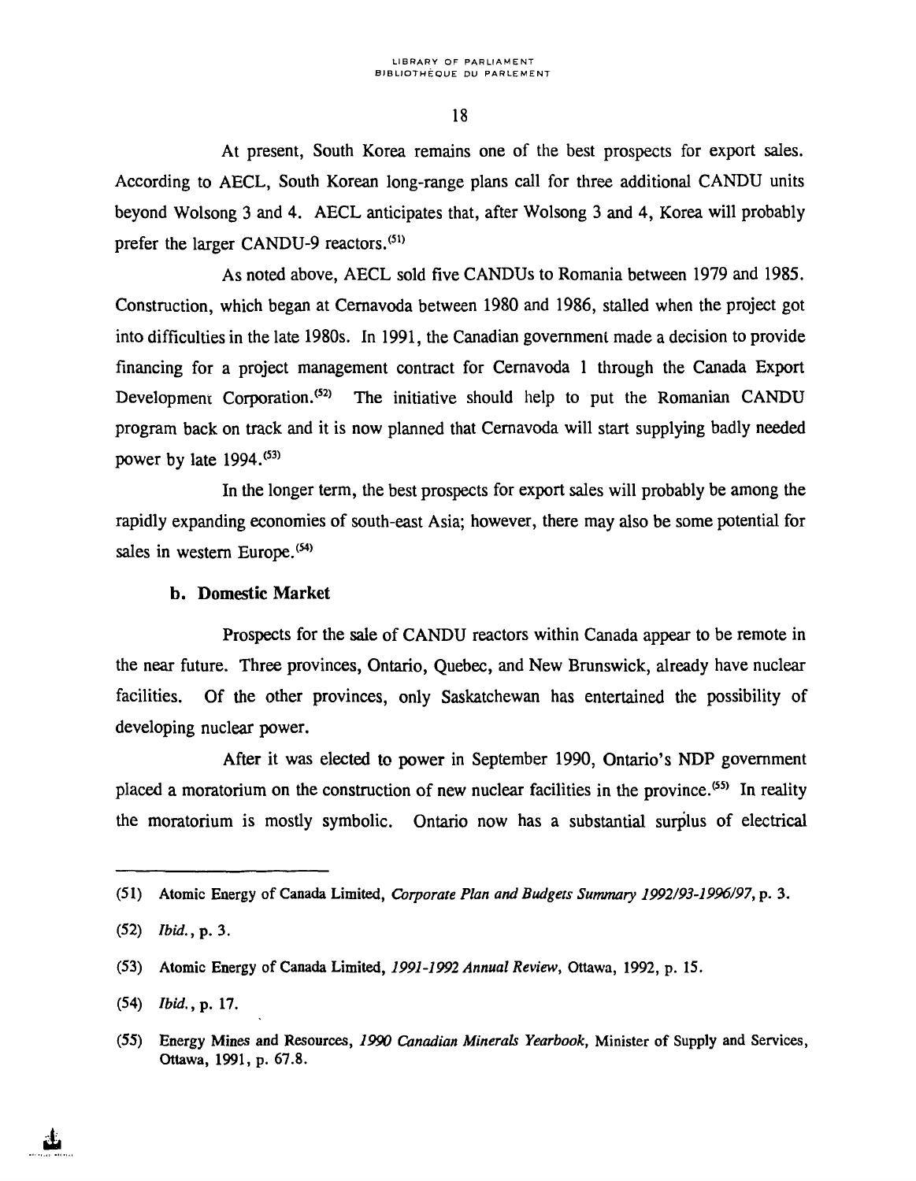At present, South Korea remains one of the best prospects for export sales. According to AECL, South Korean long-range plans call for three additional CANDU units beyond Wolsong 3 and 4. AECL anticipates that, after Wolsong 3 and 4, Korea will probably prefer the larger CANDU-9 reactors.[51]

As noted above, AECL sold five CANDUs to Romania between 1979 and 1985. Construction, which began at Cernavoda between 1980 and 1986, stalled when the project got into difficulties in the late 1980s. In 1991, the Canadian government made a decision to provide financing for a project management contract for Cernavoda 1 through the Canada Export Development Corporation.[52] The initiative should help to put the Romanian CANDU program back on track and it is now planned that Cernavoda will start supplying badly needed power by late 1994.[53]

In the longer term, the best prospects for export sales will probably be among the rapidly expanding economies of south-east Asia; however, there may also be some potential for sales in western Europe.[54]

### b. Domestic Market

Prospects for the sale of CANDU reactors within Canada appear to be remote in the near future. Three provinces, Ontario, Quebec, and New Brunswick, already have nuclear facilities. Of the other provinces, only Saskatchewan has entertained the possibility of developing nuclear power.

After it was elected to power in September 1990, Ontario's NDP government placed a moratorium on the construction of new nuclear facilities in the province.[55] In reality the moratorium is mostly symbolic. Ontario now has a substantial surplus of electrical

---

(51) Atomic Energy of Canada Limited, *Corporate Plan and Budgets Summary 1992/93-1996/97*, p. 3.

(52) *Ibid.*, p. 3.

(53) Atomic Energy of Canada Limited, *1991-1992 Annual Review*, Ottawa, 1992, p. 15.

(54) *Ibid.*, p. 17.

(55) Energy Mines and Resources, *1990 Canadian Minerals Yearbook*, Minister of Supply and Services, Ottawa, 1991, p. 67.8.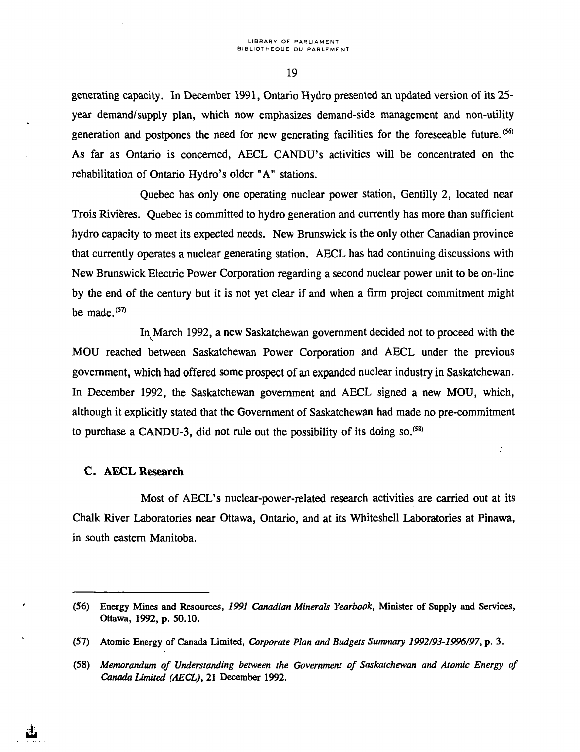generating capacity. In December 1991, Ontario Hydro presented an updated version of its 25-year demand/supply plan, which now emphasizes demand-side management and non-utility generation and postpones the need for new generating facilities for the foreseeable future.[56] As far as Ontario is concerned, AECL CANDU's activities will be concentrated on the rehabilitation of Ontario Hydro's older "A" stations.

Quebec has only one operating nuclear power station, Gentilly 2, located near Trois Rivières. Quebec is committed to hydro generation and currently has more than sufficient hydro capacity to meet its expected needs. New Brunswick is the only other Canadian province that currently operates a nuclear generating station. AECL has had continuing discussions with New Brunswick Electric Power Corporation regarding a second nuclear power unit to be on-line by the end of the century but it is not yet clear if and when a firm project commitment might be made.[57]

In March 1992, a new Saskatchewan government decided not to proceed with the MOU reached between Saskatchewan Power Corporation and AECL under the previous government, which had offered some prospect of an expanded nuclear industry in Saskatchewan. In December 1992, the Saskatchewan government and AECL signed a new MOU, which, although it explicitly stated that the Government of Saskatchewan had made no pre-commitment to purchase a CANDU-3, did not rule out the possibility of its doing so.[58]

### C. AECL Research

Most of AECL's nuclear-power-related research activities are carried out at its Chalk River Laboratories near Ottawa, Ontario, and at its Whiteshell Laboratories at Pinawa, in south eastern Manitoba.

---

(56) Energy Mines and Resources, *1991 Canadian Minerals Yearbook*, Minister of Supply and Services, Ottawa, 1992, p. 50.10.

(57) Atomic Energy of Canada Limited, *Corporate Plan and Budgets Summary 1992/93-1996/97*, p. 3.

(58) *Memorandum of Understanding between the Government of Saskatchewan and Atomic Energy of Canada Limited (AECL)*, 21 December 1992.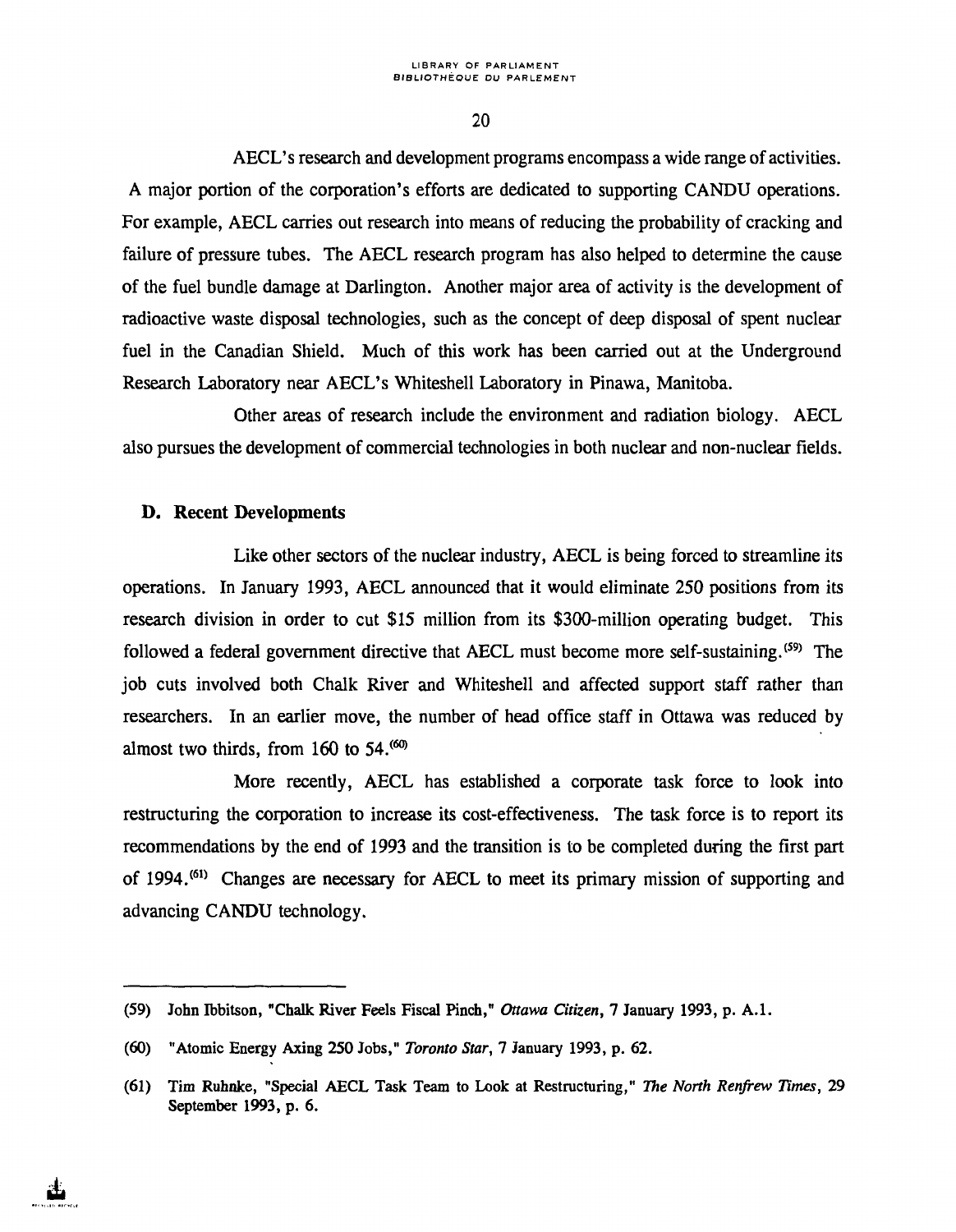AECL's research and development programs encompass a wide range of activities. A major portion of the corporation's efforts are dedicated to supporting CANDU operations. For example, AECL carries out research into means of reducing the probability of cracking and failure of pressure tubes. The AECL research program has also helped to determine the cause of the fuel bundle damage at Darlington. Another major area of activity is the development of radioactive waste disposal technologies, such as the concept of deep disposal of spent nuclear fuel in the Canadian Shield. Much of this work has been carried out at the Underground Research Laboratory near AECL's Whiteshell Laboratory in Pinawa, Manitoba.

Other areas of research include the environment and radiation biology. AECL also pursues the development of commercial technologies in both nuclear and non-nuclear fields.

### D. Recent Developments

Like other sectors of the nuclear industry, AECL is being forced to streamline its operations. In January 1993, AECL announced that it would eliminate 250 positions from its research division in order to cut $15 million from its $300-million operating budget. This followed a federal government directive that AECL must become more self-sustaining.[59] The job cuts involved both Chalk River and Whiteshell and affected support staff rather than researchers. In an earlier move, the number of head office staff in Ottawa was reduced by almost two thirds, from 160 to 54.[60]

More recently, AECL has established a corporate task force to look into restructuring the corporation to increase its cost-effectiveness. The task force is to report its recommendations by the end of 1993 and the transition is to be completed during the first part of 1994.[61] Changes are necessary for AECL to meet its primary mission of supporting and advancing CANDU technology.

---

(59) John Ibbitson, "Chalk River Feels Fiscal Pinch," *Ottawa Citizen*, 7 January 1993, p. A.1.

(60) "Atomic Energy Axing 250 Jobs," *Toronto Star*, 7 January 1993, p. 62.

(61) Tim Ruhnke, "Special AECL Task Team to Look at Restructuring," *The North Renfrew Times*, 29 September 1993, p. 6.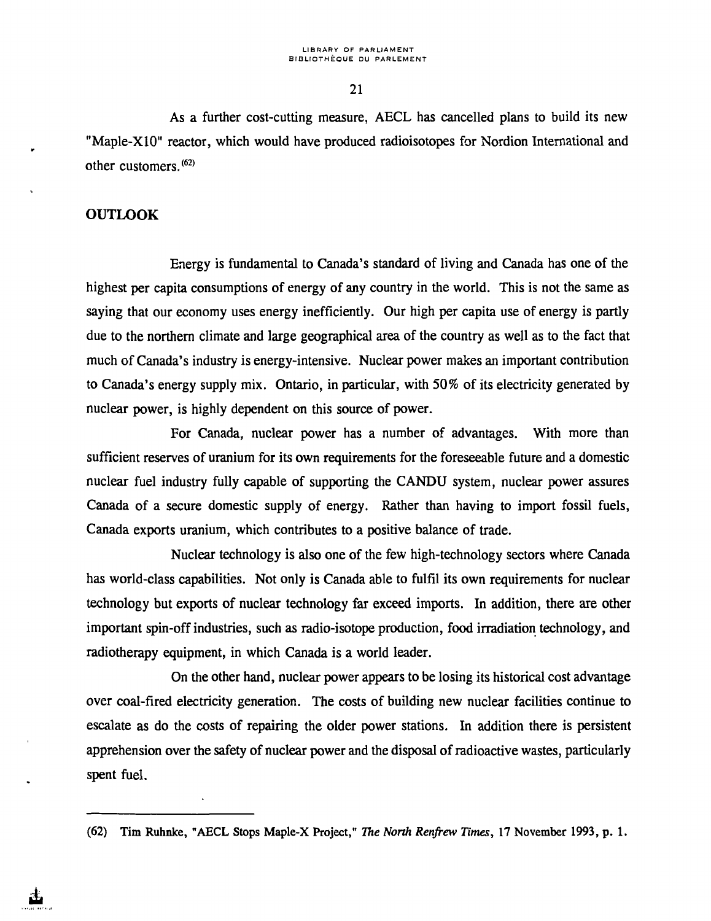As a further cost-cutting measure, AECL has cancelled plans to build its new "Maple-X10" reactor, which would have produced radioisotopes for Nordion International and other customers.[62]

## OUTLOOK

Energy is fundamental to Canada's standard of living and Canada has one of the highest per capita consumptions of energy of any country in the world. This is not the same as saying that our economy uses energy inefficiently. Our high per capita use of energy is partly due to the northern climate and large geographical area of the country as well as to the fact that much of Canada's industry is energy-intensive. Nuclear power makes an important contribution to Canada's energy supply mix. Ontario, in particular, with 50% of its electricity generated by nuclear power, is highly dependent on this source of power.

For Canada, nuclear power has a number of advantages. With more than sufficient reserves of uranium for its own requirements for the foreseeable future and a domestic nuclear fuel industry fully capable of supporting the CANDU system, nuclear power assures Canada of a secure domestic supply of energy. Rather than having to import fossil fuels, Canada exports uranium, which contributes to a positive balance of trade.

Nuclear technology is also one of the few high-technology sectors where Canada has world-class capabilities. Not only is Canada able to fulfil its own requirements for nuclear technology but exports of nuclear technology far exceed imports. In addition, there are other important spin-off industries, such as radio-isotope production, food irradiation technology, and radiotherapy equipment, in which Canada is a world leader.

On the other hand, nuclear power appears to be losing its historical cost advantage over coal-fired electricity generation. The costs of building new nuclear facilities continue to escalate as do the costs of repairing the older power stations. In addition there is persistent apprehension over the safety of nuclear power and the disposal of radioactive wastes, particularly spent fuel.

---

(62) Tim Ruhnke, "AECL Stops Maple-X Project," *The North Renfrew Times*, 17 November 1993, p. 1.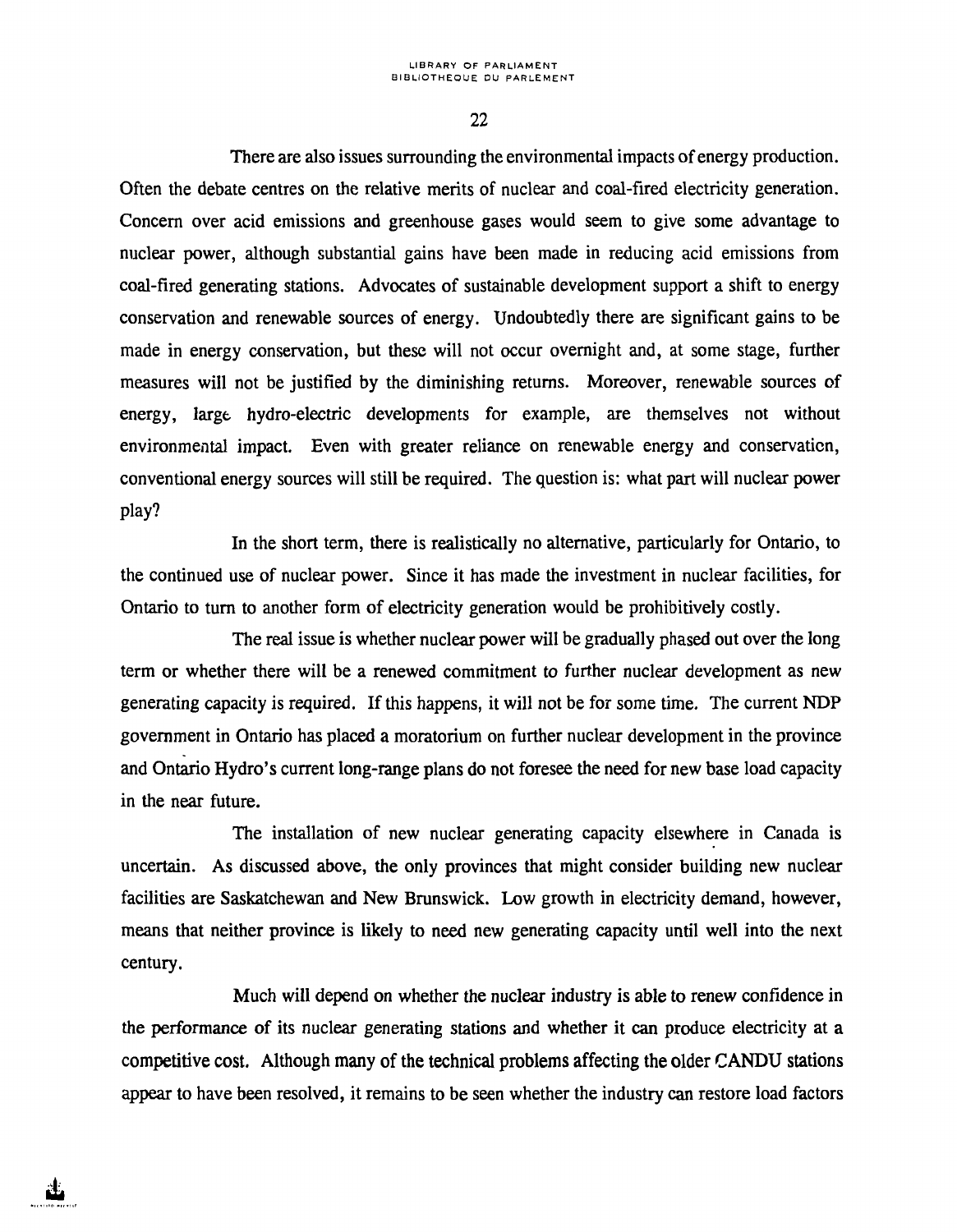There are also issues surrounding the environmental impacts of energy production. Often the debate centres on the relative merits of nuclear and coal-fired electricity generation. Concern over acid emissions and greenhouse gases would seem to give some advantage to nuclear power, although substantial gains have been made in reducing acid emissions from coal-fired generating stations. Advocates of sustainable development support a shift to energy conservation and renewable sources of energy. Undoubtedly there are significant gains to be made in energy conservation, but these will not occur overnight and, at some stage, further measures will not be justified by the diminishing returns. Moreover, renewable sources of energy, large hydro-electric developments for example, are themselves not without environmental impact. Even with greater reliance on renewable energy and conservation, conventional energy sources will still be required. The question is: what part will nuclear power play?

In the short term, there is realistically no alternative, particularly for Ontario, to the continued use of nuclear power. Since it has made the investment in nuclear facilities, for Ontario to turn to another form of electricity generation would be prohibitively costly.

The real issue is whether nuclear power will be gradually phased out over the long term or whether there will be a renewed commitment to further nuclear development as new generating capacity is required. If this happens, it will not be for some time. The current NDP government in Ontario has placed a moratorium on further nuclear development in the province and Ontario Hydro's current long-range plans do not foresee the need for new base load capacity in the near future.

The installation of new nuclear generating capacity elsewhere in Canada is uncertain. As discussed above, the only provinces that might consider building new nuclear facilities are Saskatchewan and New Brunswick. Low growth in electricity demand, however, means that neither province is likely to need new generating capacity until well into the next century.

Much will depend on whether the nuclear industry is able to renew confidence in the performance of its nuclear generating stations and whether it can produce electricity at a competitive cost. Although many of the technical problems affecting the older CANDU stations appear to have been resolved, it remains to be seen whether the industry can restore load factors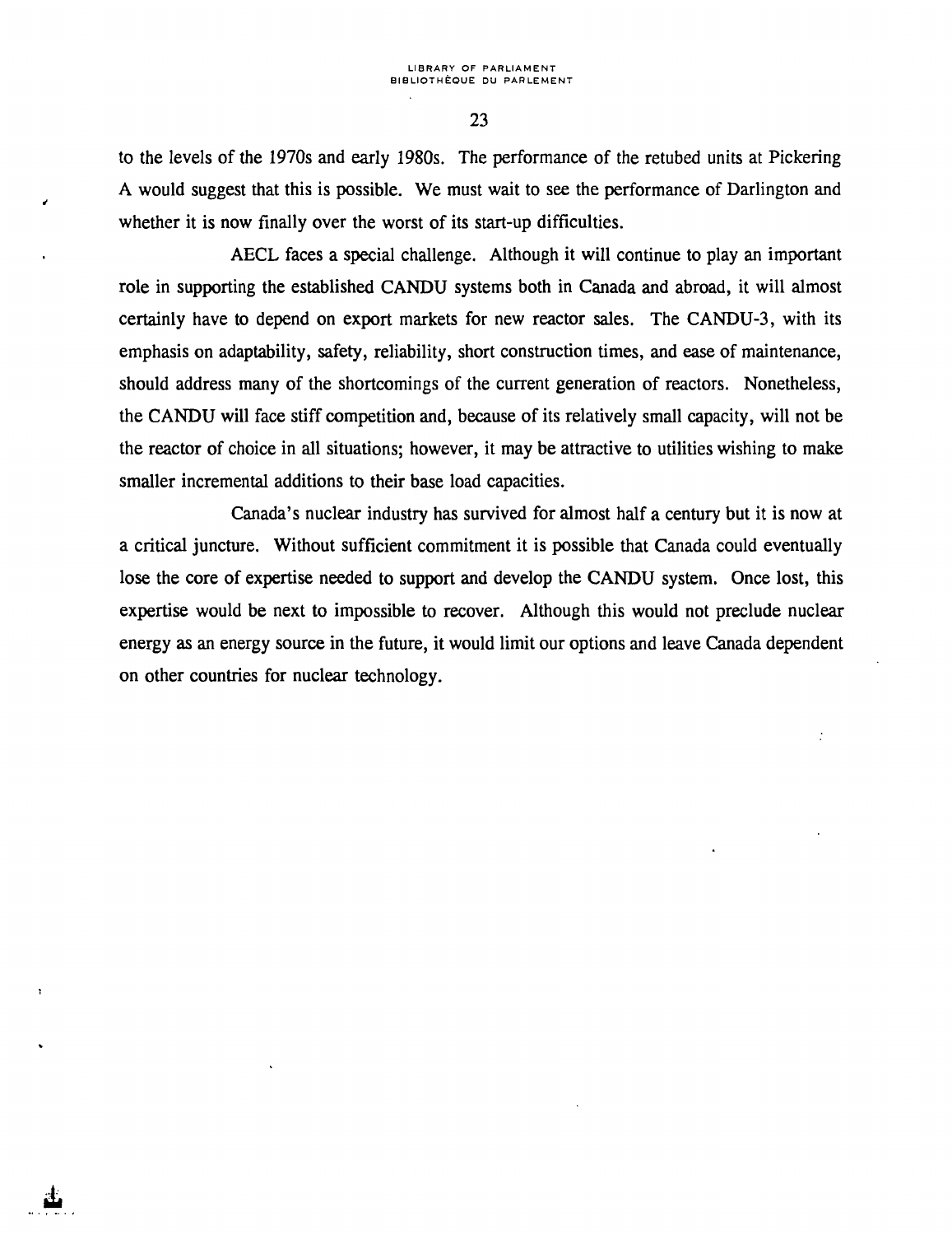to the levels of the 1970s and early 1980s. The performance of the retubed units at Pickering A would suggest that this is possible. We must wait to see the performance of Darlington and whether it is now finally over the worst of its start-up difficulties.

AECL faces a special challenge. Although it will continue to play an important role in supporting the established CANDU systems both in Canada and abroad, it will almost certainly have to depend on export markets for new reactor sales. The CANDU-3, with its emphasis on adaptability, safety, reliability, short construction times, and ease of maintenance, should address many of the shortcomings of the current generation of reactors. Nonetheless, the CANDU will face stiff competition and, because of its relatively small capacity, will not be the reactor of choice in all situations; however, it may be attractive to utilities wishing to make smaller incremental additions to their base load capacities.

Canada's nuclear industry has survived for almost half a century but it is now at a critical juncture. Without sufficient commitment it is possible that Canada could eventually lose the core of expertise needed to support and develop the CANDU system. Once lost, this expertise would be next to impossible to recover. Although this would not preclude nuclear energy as an energy source in the future, it would limit our options and leave Canada dependent on other countries for nuclear technology.